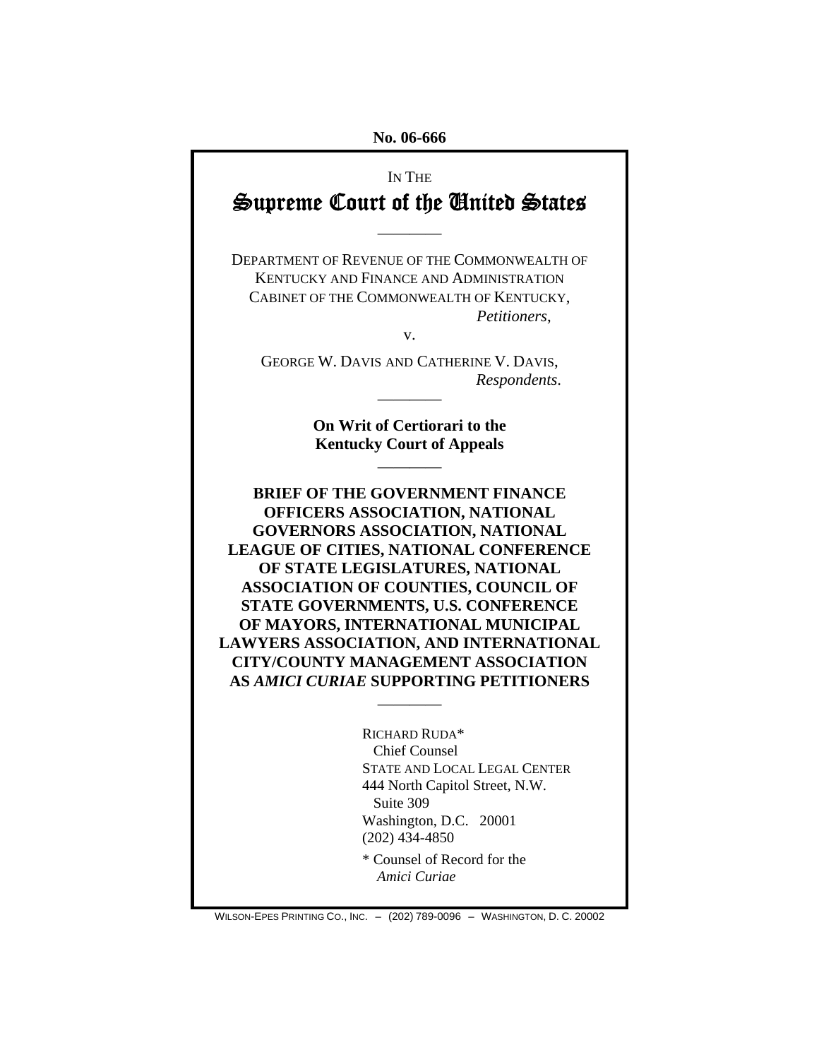No. 06-666

IN THE

# Supreme Court of the United States

________

DEPARTMENT OF REVENUE OF THE COMMONWEALTH OF KENTUCKY AND FINANCE AND ADMINISTRATION CABINET OF THE COMMONWEALTH OF KENTUCKY,
*Petitioners*,

v.

GEORGE W. DAVIS AND CATHERINE V. DAVIS,
*Respondents*.

________

**On Writ of Certiorari to the Kentucky Court of Appeals**

________

**BRIEF OF THE GOVERNMENT FINANCE OFFICERS ASSOCIATION, NATIONAL GOVERNORS ASSOCIATION, NATIONAL LEAGUE OF CITIES, NATIONAL CONFERENCE OF STATE LEGISLATURES, NATIONAL ASSOCIATION OF COUNTIES, COUNCIL OF STATE GOVERNMENTS, U.S. CONFERENCE OF MAYORS, INTERNATIONAL MUNICIPAL LAWYERS ASSOCIATION, AND INTERNATIONAL CITY/COUNTY MANAGEMENT ASSOCIATION AS *AMICI CURIAE* SUPPORTING PETITIONERS**

________

RICHARD RUDA*
Chief Counsel
STATE AND LOCAL LEGAL CENTER
444 North Capitol Street, N.W.
Suite 309
Washington, D.C. 20001
(202) 434-4850

\* Counsel of Record for the *Amici Curiae*

WILSON-EPES PRINTING CO., INC. – (202) 789-0096 – WASHINGTON, D. C. 20002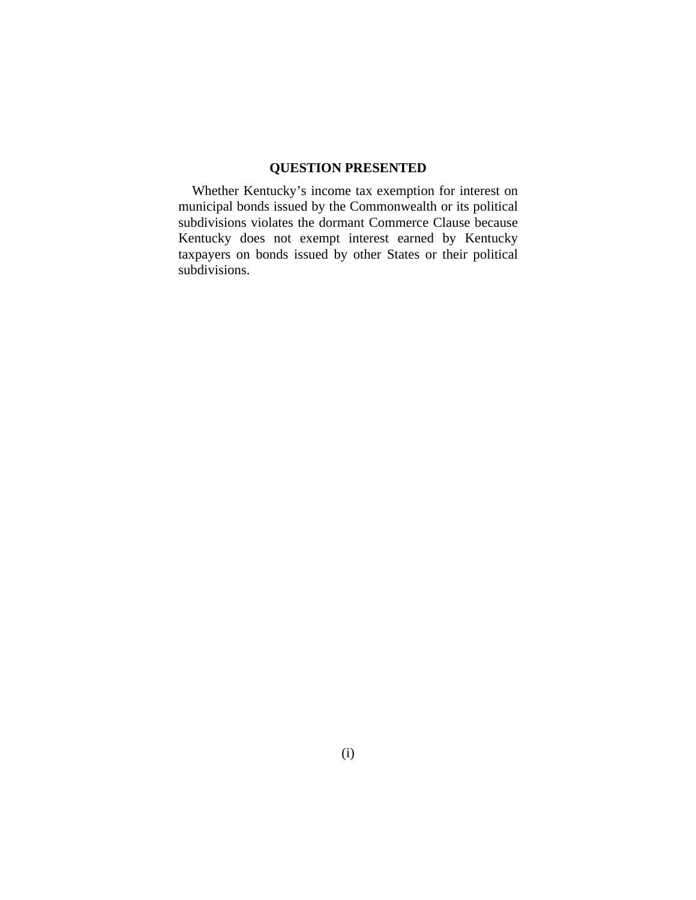## QUESTION PRESENTED

Whether Kentucky's income tax exemption for interest on municipal bonds issued by the Commonwealth or its political subdivisions violates the dormant Commerce Clause because Kentucky does not exempt interest earned by Kentucky taxpayers on bonds issued by other States or their political subdivisions.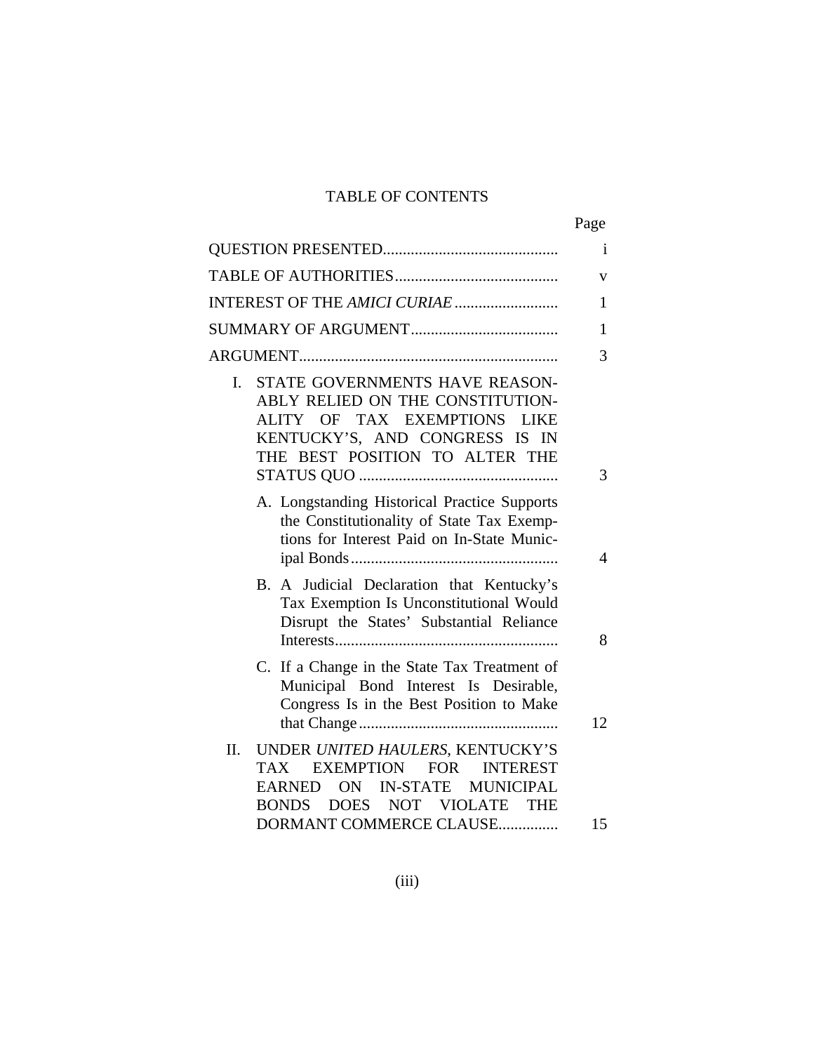# TABLE OF CONTENTS

| | Page |
|---|---|
| QUESTION PRESENTED | i |
| TABLE OF AUTHORITIES | v |
| INTEREST OF THE *AMICI CURIAE* | 1 |
| SUMMARY OF ARGUMENT | 1 |
| ARGUMENT | 3 |
| I. STATE GOVERNMENTS HAVE REASONABLY RELIED ON THE CONSTITUTIONALITY OF TAX EXEMPTIONS LIKE KENTUCKY'S, AND CONGRESS IS IN THE BEST POSITION TO ALTER THE STATUS QUO | 3 |
| A. Longstanding Historical Practice Supports the Constitutionality of State Tax Exemptions for Interest Paid on In-State Municipal Bonds | 4 |
| B. A Judicial Declaration that Kentucky's Tax Exemption Is Unconstitutional Would Disrupt the States' Substantial Reliance Interests | 8 |
| C. If a Change in the State Tax Treatment of Municipal Bond Interest Is Desirable, Congress Is in the Best Position to Make that Change | 12 |
| II. UNDER *UNITED HAULERS*, KENTUCKY'S TAX EXEMPTION FOR INTEREST EARNED ON IN-STATE MUNICIPAL BONDS DOES NOT VIOLATE THE DORMANT COMMERCE CLAUSE | 15 |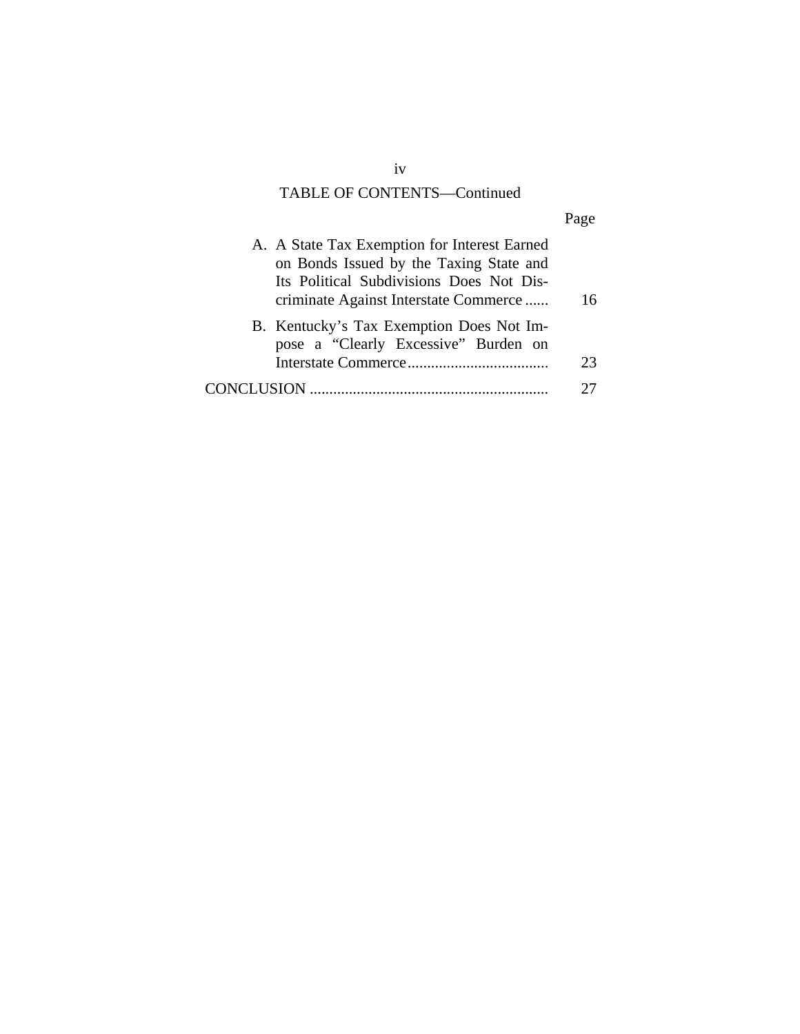TABLE OF CONTENTS—Continued

| | Page |
|---|---|
| A. A State Tax Exemption for Interest Earned on Bonds Issued by the Taxing State and Its Political Subdivisions Does Not Discriminate Against Interstate Commerce | 16 |
| B. Kentucky's Tax Exemption Does Not Impose a "Clearly Excessive" Burden on Interstate Commerce | 23 |
| CONCLUSION | 27 |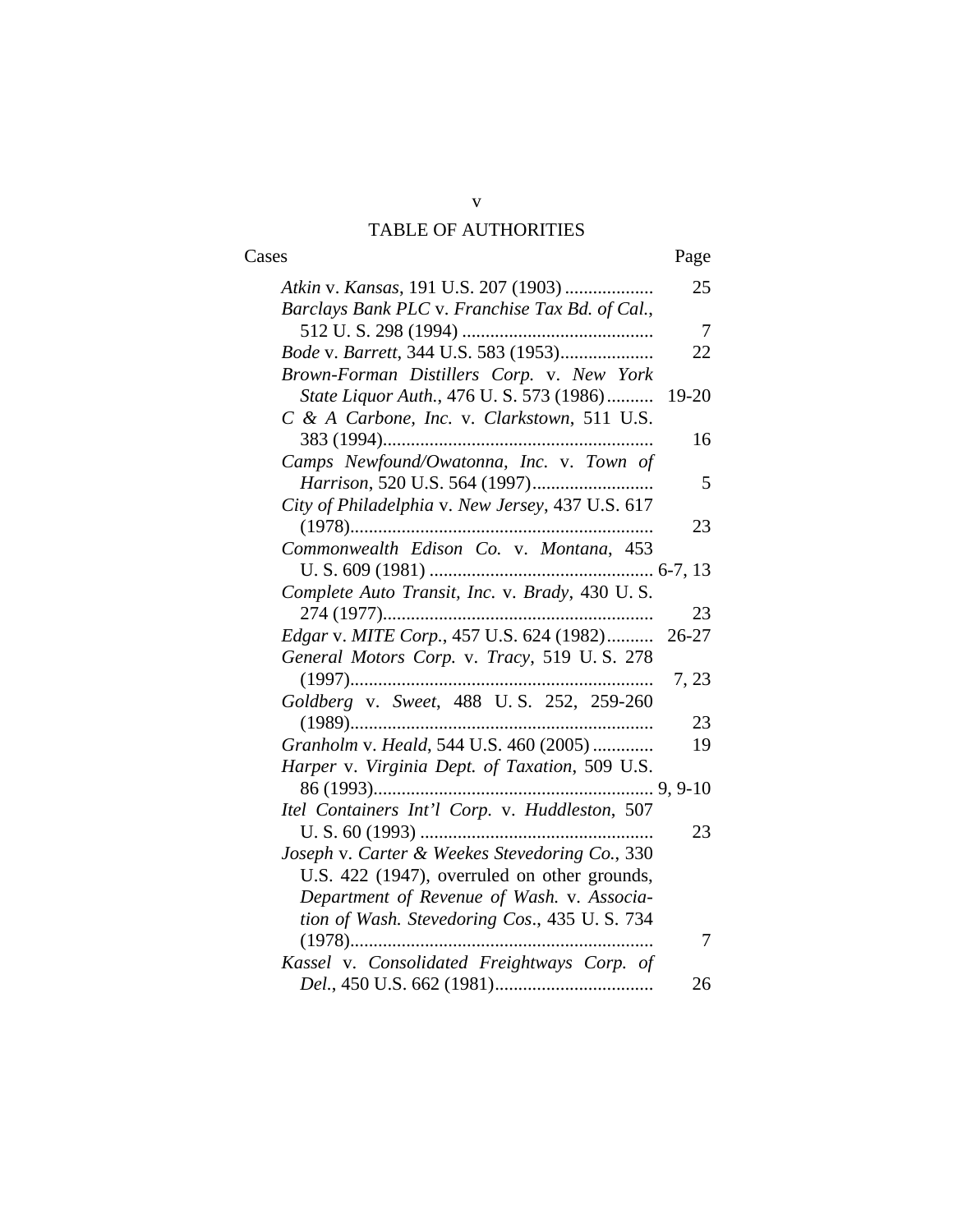# TABLE OF AUTHORITIES

| Cases | Page |
|---|---|
| *Atkin* v. *Kansas*, 191 U.S. 207 (1903) | 25 |
| *Barclays Bank PLC* v. *Franchise Tax Bd. of Cal.*, 512 U. S. 298 (1994) | 7 |
| *Bode* v. *Barrett*, 344 U.S. 583 (1953) | 22 |
| *Brown-Forman Distillers Corp.* v. *New York State Liquor Auth.*, 476 U. S. 573 (1986) | 19-20 |
| *C & A Carbone, Inc.* v. *Clarkstown*, 511 U.S. 383 (1994) | 16 |
| *Camps Newfound/Owatonna, Inc.* v. *Town of Harrison*, 520 U.S. 564 (1997) | 5 |
| *City of Philadelphia* v. *New Jersey*, 437 U.S. 617 (1978) | 23 |
| *Commonwealth Edison Co.* v. *Montana*, 453 U. S. 609 (1981) | 6-7, 13 |
| *Complete Auto Transit, Inc.* v. *Brady*, 430 U. S. 274 (1977) | 23 |
| *Edgar* v. *MITE Corp.*, 457 U.S. 624 (1982) | 26-27 |
| *General Motors Corp.* v. *Tracy*, 519 U. S. 278 (1997) | 7, 23 |
| *Goldberg* v. *Sweet*, 488 U. S. 252, 259-260 (1989) | 23 |
| *Granholm* v. *Heald*, 544 U.S. 460 (2005) | 19 |
| *Harper* v. *Virginia Dept. of Taxation*, 509 U.S. 86 (1993) | 9, 9-10 |
| *Itel Containers Int'l Corp.* v. *Huddleston*, 507 U. S. 60 (1993) | 23 |
| *Joseph* v. *Carter & Weekes Stevedoring Co.*, 330 U.S. 422 (1947), overruled on other grounds, *Department of Revenue of Wash.* v. *Association of Wash. Stevedoring Cos.*, 435 U. S. 734 (1978) | 7 |
| *Kassel* v. *Consolidated Freightways Corp. of Del.*, 450 U.S. 662 (1981) | 26 |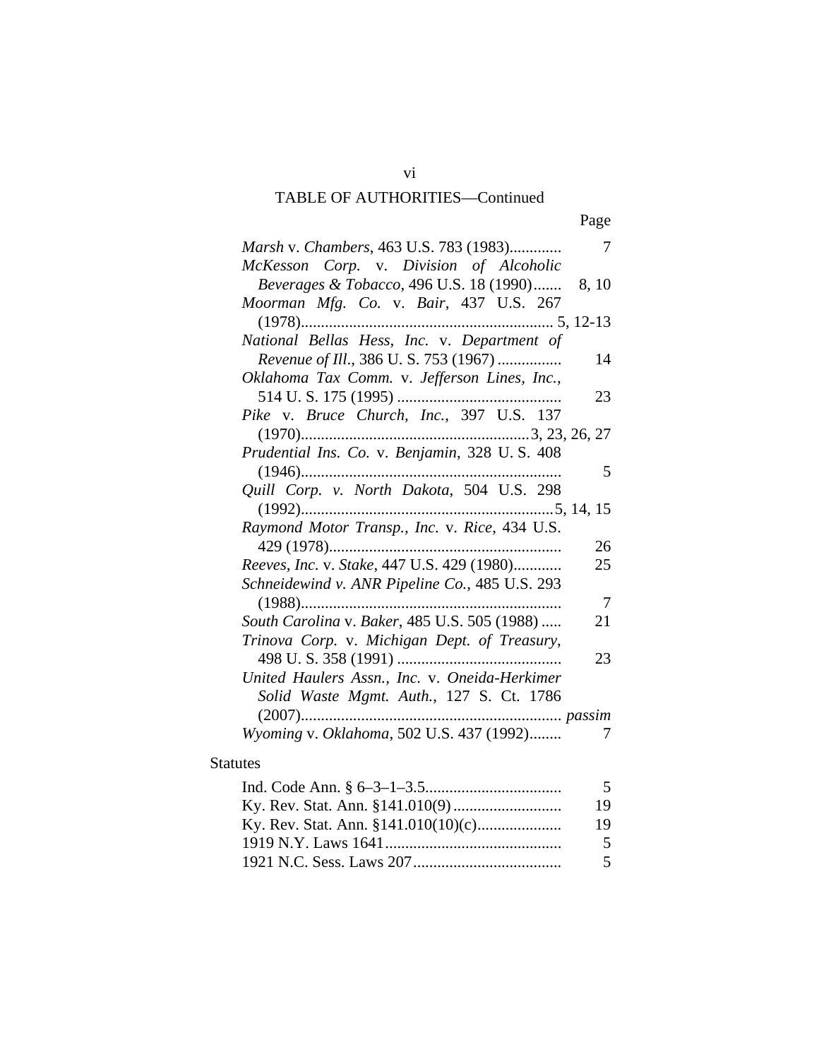## TABLE OF AUTHORITIES—Continued

| | Page |
|---|---|
| *Marsh* v. *Chambers*, 463 U.S. 783 (1983) | 7 |
| *McKesson Corp.* v. *Division of Alcoholic Beverages & Tobacco*, 496 U.S. 18 (1990) | 8, 10 |
| *Moorman Mfg. Co.* v. *Bair*, 437 U.S. 267 (1978) | 5, 12-13 |
| *National Bellas Hess, Inc.* v. *Department of Revenue of Ill.*, 386 U. S. 753 (1967) | 14 |
| *Oklahoma Tax Comm.* v. *Jefferson Lines, Inc.*, 514 U. S. 175 (1995) | 23 |
| *Pike* v. *Bruce Church, Inc.*, 397 U.S. 137 (1970) | 3, 23, 26, 27 |
| *Prudential Ins. Co.* v. *Benjamin*, 328 U. S. 408 (1946) | 5 |
| *Quill Corp. v. North Dakota*, 504 U.S. 298 (1992) | 5, 14, 15 |
| *Raymond Motor Transp., Inc.* v. *Rice*, 434 U.S. 429 (1978) | 26 |
| *Reeves, Inc.* v. *Stake*, 447 U.S. 429 (1980) | 25 |
| *Schneidewind v. ANR Pipeline Co.*, 485 U.S. 293 (1988) | 7 |
| *South Carolina* v. *Baker*, 485 U.S. 505 (1988) | 21 |
| *Trinova Corp.* v. *Michigan Dept. of Treasury*, 498 U. S. 358 (1991) | 23 |
| *United Haulers Assn., Inc.* v. *Oneida-Herkimer Solid Waste Mgmt. Auth.*, 127 S. Ct. 1786 (2007) | *passim* |
| *Wyoming* v. *Oklahoma*, 502 U.S. 437 (1992) | 7 |

### Statutes

| | |
|---|---|
| Ind. Code Ann. § 6–3–1–3.5 | 5 |
| Ky. Rev. Stat. Ann. §141.010(9) | 19 |
| Ky. Rev. Stat. Ann. §141.010(10)(c) | 19 |
| 1919 N.Y. Laws 1641 | 5 |
| 1921 N.C. Sess. Laws 207 | 5 |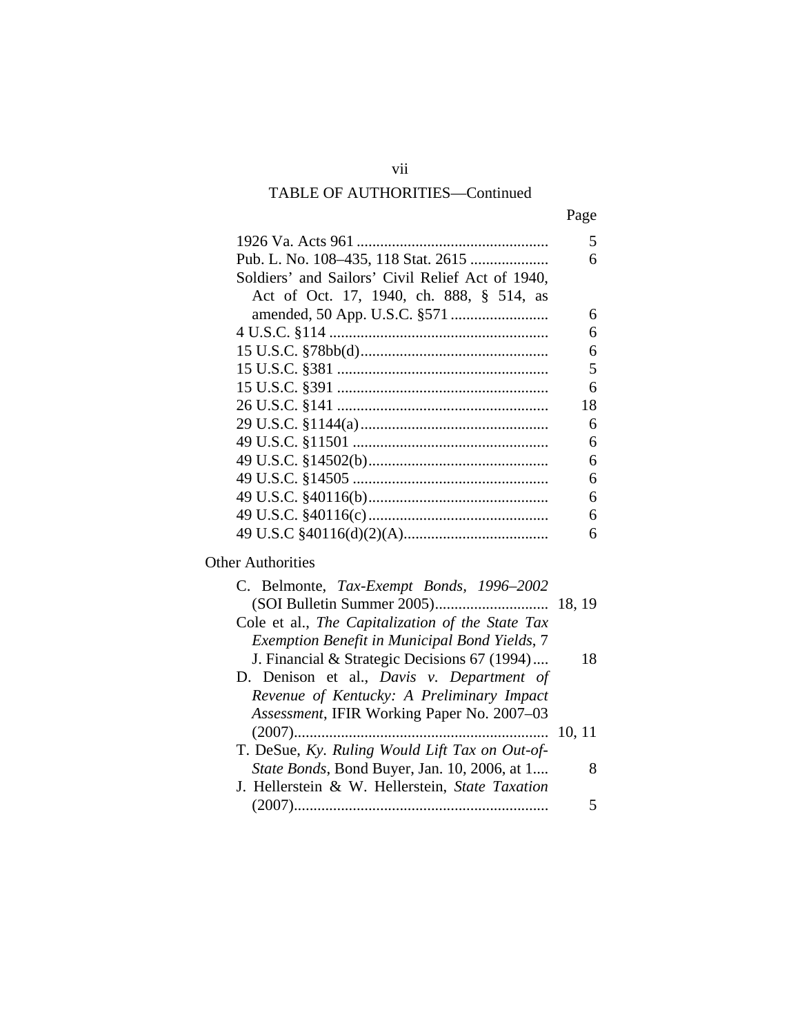## TABLE OF AUTHORITIES—Continued

| | Page |
|---|---|
| 1926 Va. Acts 961 | 5 |
| Pub. L. No. 108–435, 118 Stat. 2615 | 6 |
| Soldiers' and Sailors' Civil Relief Act of 1940, Act of Oct. 17, 1940, ch. 888, § 514, as amended, 50 App. U.S.C. §571 | 6 |
| 4 U.S.C. §114 | 6 |
| 15 U.S.C. §78bb(d) | 6 |
| 15 U.S.C. §381 | 5 |
| 15 U.S.C. §391 | 6 |
| 26 U.S.C. §141 | 18 |
| 29 U.S.C. §1144(a) | 6 |
| 49 U.S.C. §11501 | 6 |
| 49 U.S.C. §14502(b) | 6 |
| 49 U.S.C. §14505 | 6 |
| 49 U.S.C. §40116(b) | 6 |
| 49 U.S.C. §40116(c) | 6 |
| 49 U.S.C §40116(d)(2)(A) | 6 |

### Other Authorities

| | |
|---|---|
| C. Belmonte, *Tax-Exempt Bonds, 1996–2002* (SOI Bulletin Summer 2005) | 18, 19 |
| Cole et al., *The Capitalization of the State Tax Exemption Benefit in Municipal Bond Yields*, 7 J. Financial & Strategic Decisions 67 (1994) | 18 |
| D. Denison et al., *Davis v. Department of Revenue of Kentucky: A Preliminary Impact Assessment*, IFIR Working Paper No. 2007–03 (2007) | 10, 11 |
| T. DeSue, *Ky. Ruling Would Lift Tax on Out-of-State Bonds*, Bond Buyer, Jan. 10, 2006, at 1 | 8 |
| J. Hellerstein & W. Hellerstein, *State Taxation* (2007) | 5 |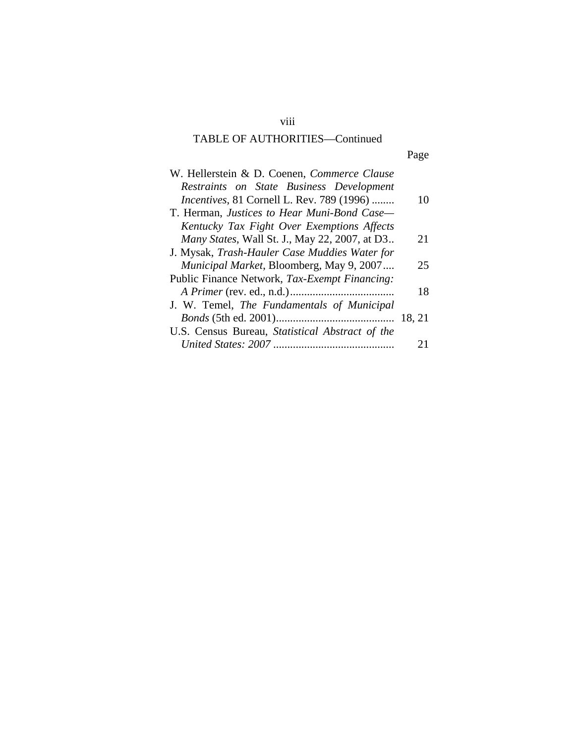## TABLE OF AUTHORITIES—Continued

| | Page |
|---|---|
| W. Hellerstein & D. Coenen, *Commerce Clause Restraints on State Business Development Incentives*, 81 Cornell L. Rev. 789 (1996) | 10 |
| T. Herman, *Justices to Hear Muni-Bond Case—Kentucky Tax Fight Over Exemptions Affects Many States*, Wall St. J., May 22, 2007, at D3 | 21 |
| J. Mysak, *Trash-Hauler Case Muddies Water for Municipal Market*, Bloomberg, May 9, 2007 | 25 |
| Public Finance Network, *Tax-Exempt Financing: A Primer* (rev. ed., n.d.) | 18 |
| J. W. Temel, *The Fundamentals of Municipal Bonds* (5th ed. 2001) | 18, 21 |
| U.S. Census Bureau, *Statistical Abstract of the United States: 2007* | 21 |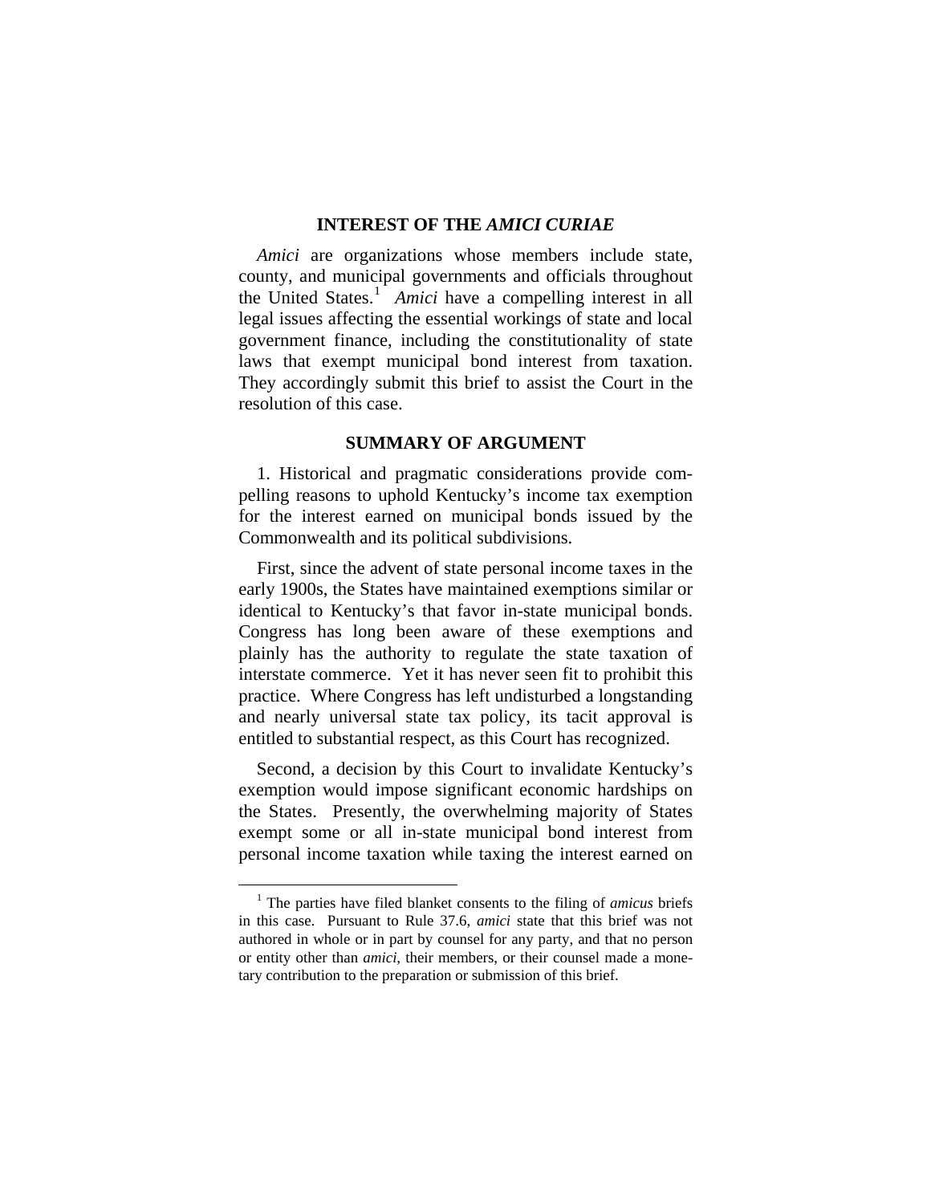## INTEREST OF THE *AMICI CURIAE*

*Amici* are organizations whose members include state, county, and municipal governments and officials throughout the United States.[1] *Amici* have a compelling interest in all legal issues affecting the essential workings of state and local government finance, including the constitutionality of state laws that exempt municipal bond interest from taxation. They accordingly submit this brief to assist the Court in the resolution of this case.

## SUMMARY OF ARGUMENT

1. Historical and pragmatic considerations provide compelling reasons to uphold Kentucky's income tax exemption for the interest earned on municipal bonds issued by the Commonwealth and its political subdivisions.

First, since the advent of state personal income taxes in the early 1900s, the States have maintained exemptions similar or identical to Kentucky's that favor in-state municipal bonds. Congress has long been aware of these exemptions and plainly has the authority to regulate the state taxation of interstate commerce. Yet it has never seen fit to prohibit this practice. Where Congress has left undisturbed a longstanding and nearly universal state tax policy, its tacit approval is entitled to substantial respect, as this Court has recognized.

Second, a decision by this Court to invalidate Kentucky's exemption would impose significant economic hardships on the States. Presently, the overwhelming majority of States exempt some or all in-state municipal bond interest from personal income taxation while taxing the interest earned on

---

[1] The parties have filed blanket consents to the filing of *amicus* briefs in this case. Pursuant to Rule 37.6, *amici* state that this brief was not authored in whole or in part by counsel for any party, and that no person or entity other than *amici*, their members, or their counsel made a monetary contribution to the preparation or submission of this brief.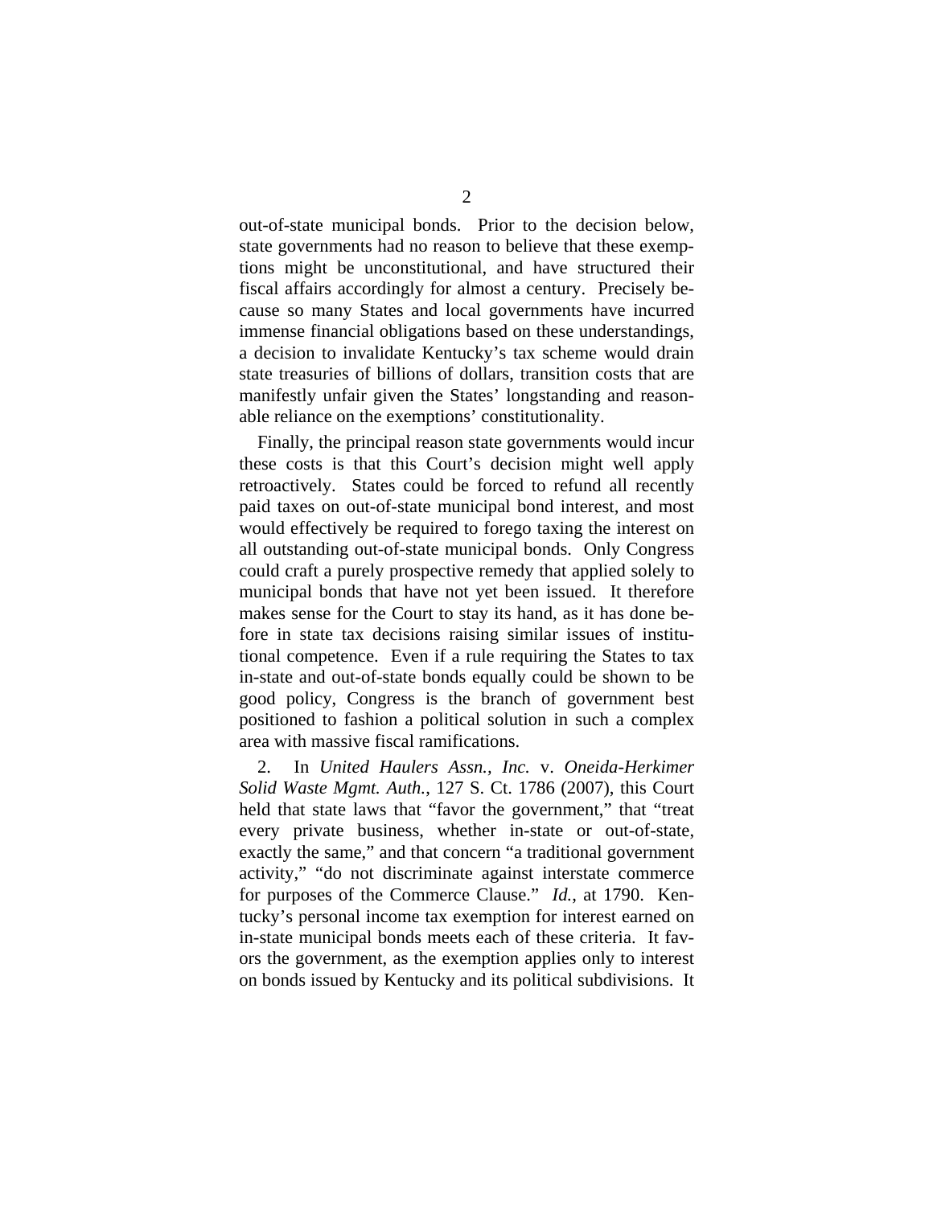out-of-state municipal bonds. Prior to the decision below, state governments had no reason to believe that these exemptions might be unconstitutional, and have structured their fiscal affairs accordingly for almost a century. Precisely because so many States and local governments have incurred immense financial obligations based on these understandings, a decision to invalidate Kentucky's tax scheme would drain state treasuries of billions of dollars, transition costs that are manifestly unfair given the States' longstanding and reasonable reliance on the exemptions' constitutionality.

Finally, the principal reason state governments would incur these costs is that this Court's decision might well apply retroactively. States could be forced to refund all recently paid taxes on out-of-state municipal bond interest, and most would effectively be required to forego taxing the interest on all outstanding out-of-state municipal bonds. Only Congress could craft a purely prospective remedy that applied solely to municipal bonds that have not yet been issued. It therefore makes sense for the Court to stay its hand, as it has done before in state tax decisions raising similar issues of institutional competence. Even if a rule requiring the States to tax in-state and out-of-state bonds equally could be shown to be good policy, Congress is the branch of government best positioned to fashion a political solution in such a complex area with massive fiscal ramifications.

2. In *United Haulers Assn., Inc.* v. *Oneida-Herkimer Solid Waste Mgmt. Auth.*, 127 S. Ct. 1786 (2007), this Court held that state laws that "favor the government," that "treat every private business, whether in-state or out-of-state, exactly the same," and that concern "a traditional government activity," "do not discriminate against interstate commerce for purposes of the Commerce Clause." *Id.*, at 1790. Kentucky's personal income tax exemption for interest earned on in-state municipal bonds meets each of these criteria. It favors the government, as the exemption applies only to interest on bonds issued by Kentucky and its political subdivisions. It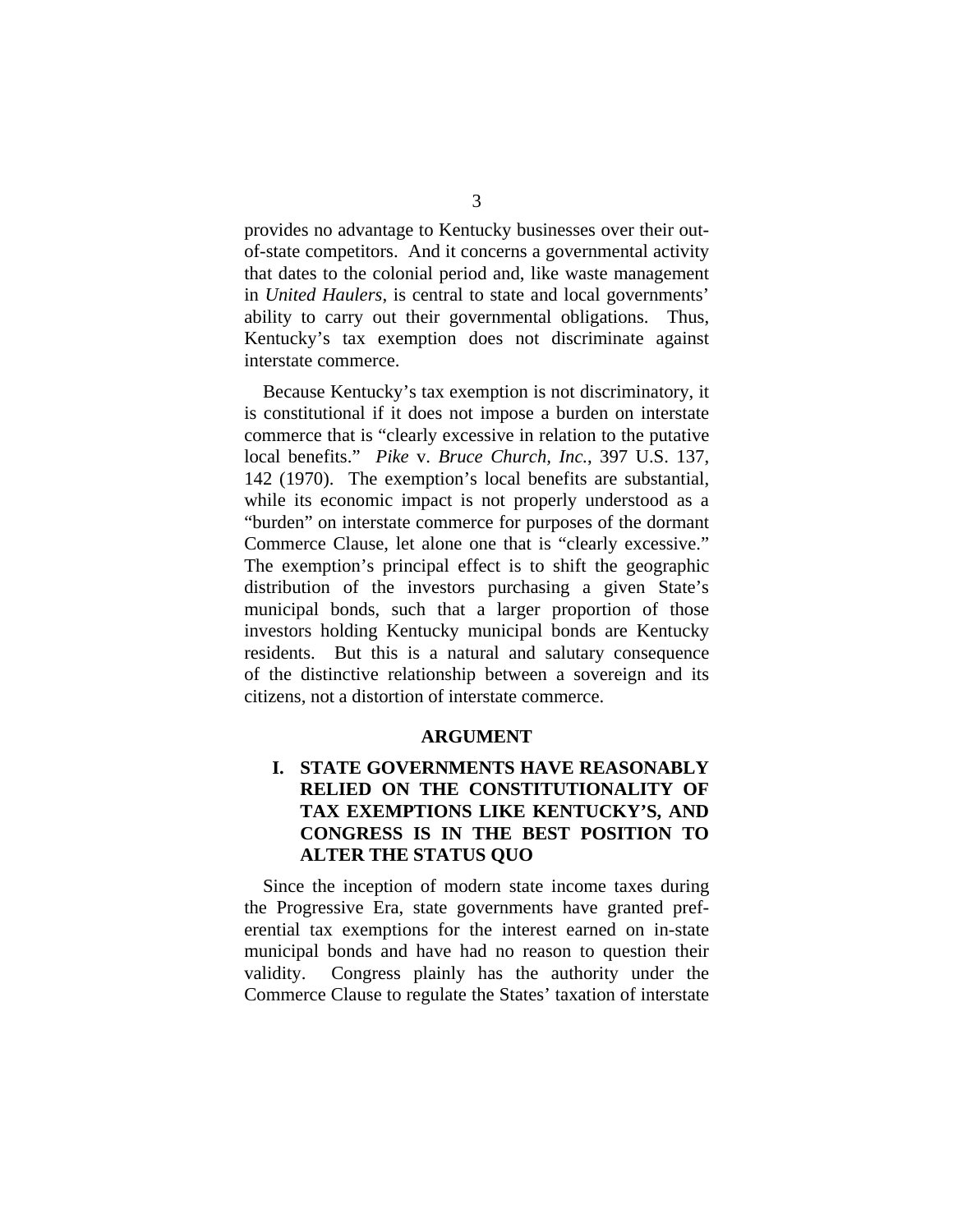provides no advantage to Kentucky businesses over their out-of-state competitors. And it concerns a governmental activity that dates to the colonial period and, like waste management in *United Haulers*, is central to state and local governments' ability to carry out their governmental obligations. Thus, Kentucky's tax exemption does not discriminate against interstate commerce.

Because Kentucky's tax exemption is not discriminatory, it is constitutional if it does not impose a burden on interstate commerce that is "clearly excessive in relation to the putative local benefits." *Pike* v. *Bruce Church, Inc.*, 397 U.S. 137, 142 (1970). The exemption's local benefits are substantial, while its economic impact is not properly understood as a "burden" on interstate commerce for purposes of the dormant Commerce Clause, let alone one that is "clearly excessive." The exemption's principal effect is to shift the geographic distribution of the investors purchasing a given State's municipal bonds, such that a larger proportion of those investors holding Kentucky municipal bonds are Kentucky residents. But this is a natural and salutary consequence of the distinctive relationship between a sovereign and its citizens, not a distortion of interstate commerce.

## ARGUMENT

### I. STATE GOVERNMENTS HAVE REASONABLY RELIED ON THE CONSTITUTIONALITY OF TAX EXEMPTIONS LIKE KENTUCKY'S, AND CONGRESS IS IN THE BEST POSITION TO ALTER THE STATUS QUO

Since the inception of modern state income taxes during the Progressive Era, state governments have granted preferential tax exemptions for the interest earned on in-state municipal bonds and have had no reason to question their validity. Congress plainly has the authority under the Commerce Clause to regulate the States' taxation of interstate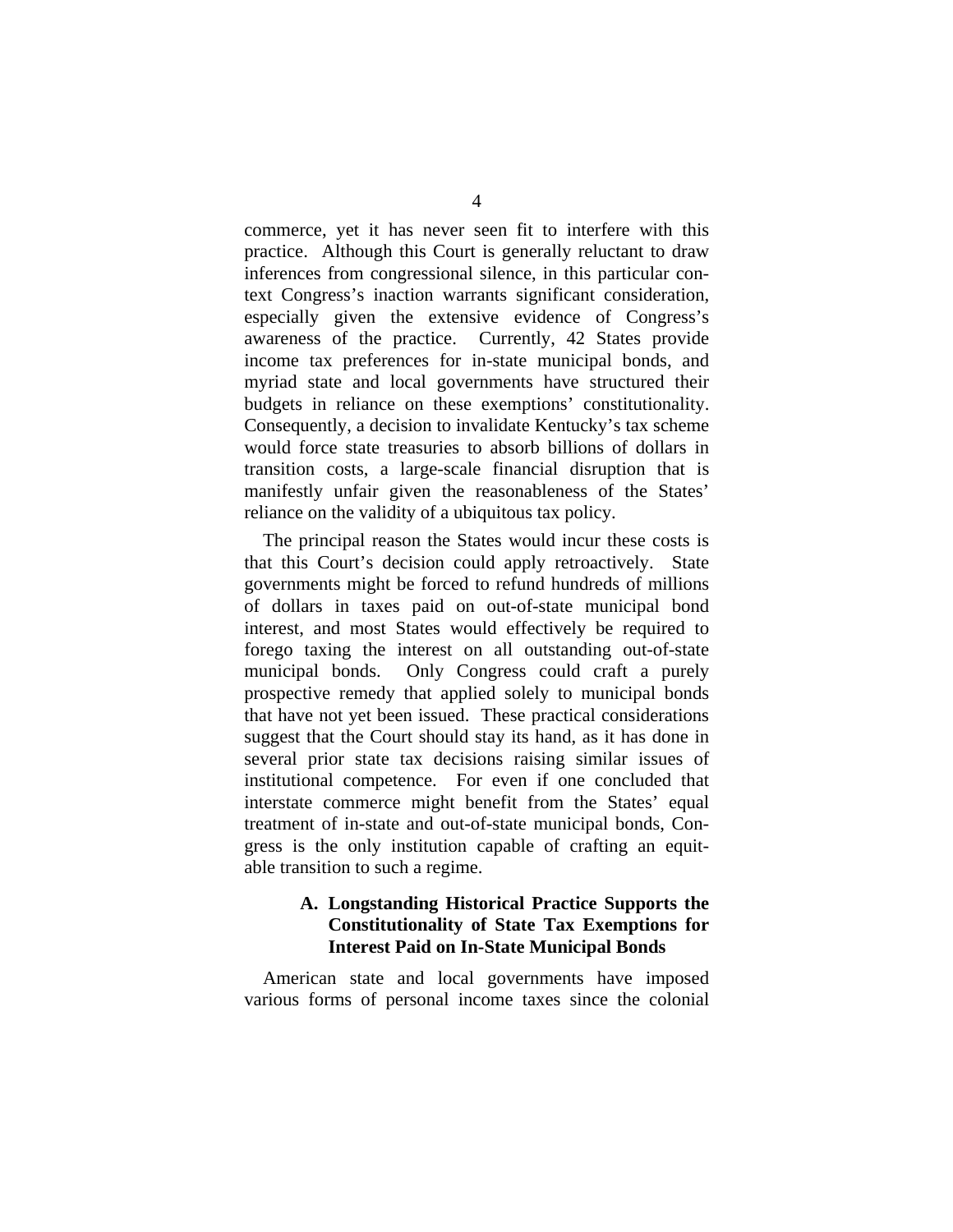commerce, yet it has never seen fit to interfere with this practice. Although this Court is generally reluctant to draw inferences from congressional silence, in this particular context Congress's inaction warrants significant consideration, especially given the extensive evidence of Congress's awareness of the practice. Currently, 42 States provide income tax preferences for in-state municipal bonds, and myriad state and local governments have structured their budgets in reliance on these exemptions' constitutionality. Consequently, a decision to invalidate Kentucky's tax scheme would force state treasuries to absorb billions of dollars in transition costs, a large-scale financial disruption that is manifestly unfair given the reasonableness of the States' reliance on the validity of a ubiquitous tax policy.

The principal reason the States would incur these costs is that this Court's decision could apply retroactively. State governments might be forced to refund hundreds of millions of dollars in taxes paid on out-of-state municipal bond interest, and most States would effectively be required to forego taxing the interest on all outstanding out-of-state municipal bonds. Only Congress could craft a purely prospective remedy that applied solely to municipal bonds that have not yet been issued. These practical considerations suggest that the Court should stay its hand, as it has done in several prior state tax decisions raising similar issues of institutional competence. For even if one concluded that interstate commerce might benefit from the States' equal treatment of in-state and out-of-state municipal bonds, Congress is the only institution capable of crafting an equitable transition to such a regime.

### A. Longstanding Historical Practice Supports the Constitutionality of State Tax Exemptions for Interest Paid on In-State Municipal Bonds

American state and local governments have imposed various forms of personal income taxes since the colonial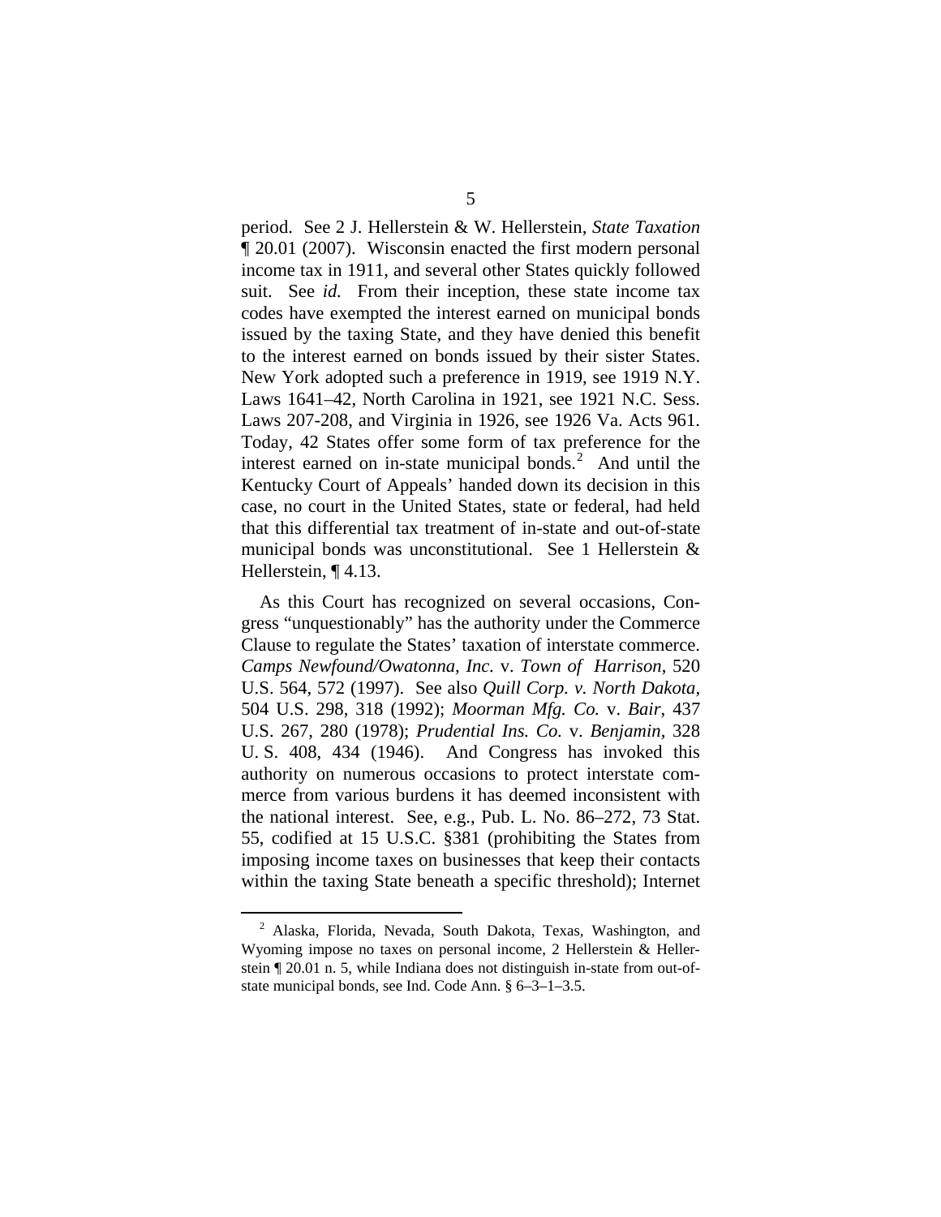period. See 2 J. Hellerstein & W. Hellerstein, *State Taxation* ¶ 20.01 (2007). Wisconsin enacted the first modern personal income tax in 1911, and several other States quickly followed suit. See *id.* From their inception, these state income tax codes have exempted the interest earned on municipal bonds issued by the taxing State, and they have denied this benefit to the interest earned on bonds issued by their sister States. New York adopted such a preference in 1919, see 1919 N.Y. Laws 1641–42, North Carolina in 1921, see 1921 N.C. Sess. Laws 207-208, and Virginia in 1926, see 1926 Va. Acts 961. Today, 42 States offer some form of tax preference for the interest earned on in-state municipal bonds.[2] And until the Kentucky Court of Appeals' handed down its decision in this case, no court in the United States, state or federal, had held that this differential tax treatment of in-state and out-of-state municipal bonds was unconstitutional. See 1 Hellerstein & Hellerstein, ¶ 4.13.

As this Court has recognized on several occasions, Congress "unquestionably" has the authority under the Commerce Clause to regulate the States' taxation of interstate commerce. *Camps Newfound/Owatonna, Inc.* v. *Town of Harrison*, 520 U.S. 564, 572 (1997). See also *Quill Corp. v. North Dakota*, 504 U.S. 298, 318 (1992); *Moorman Mfg. Co.* v. *Bair*, 437 U.S. 267, 280 (1978); *Prudential Ins. Co.* v. *Benjamin*, 328 U. S. 408, 434 (1946). And Congress has invoked this authority on numerous occasions to protect interstate commerce from various burdens it has deemed inconsistent with the national interest. See, e.g., Pub. L. No. 86–272, 73 Stat. 55, codified at 15 U.S.C. §381 (prohibiting the States from imposing income taxes on businesses that keep their contacts within the taxing State beneath a specific threshold); Internet

[2] Alaska, Florida, Nevada, South Dakota, Texas, Washington, and Wyoming impose no taxes on personal income, 2 Hellerstein & Hellerstein ¶ 20.01 n. 5, while Indiana does not distinguish in-state from out-of-state municipal bonds, see Ind. Code Ann. § 6–3–1–3.5.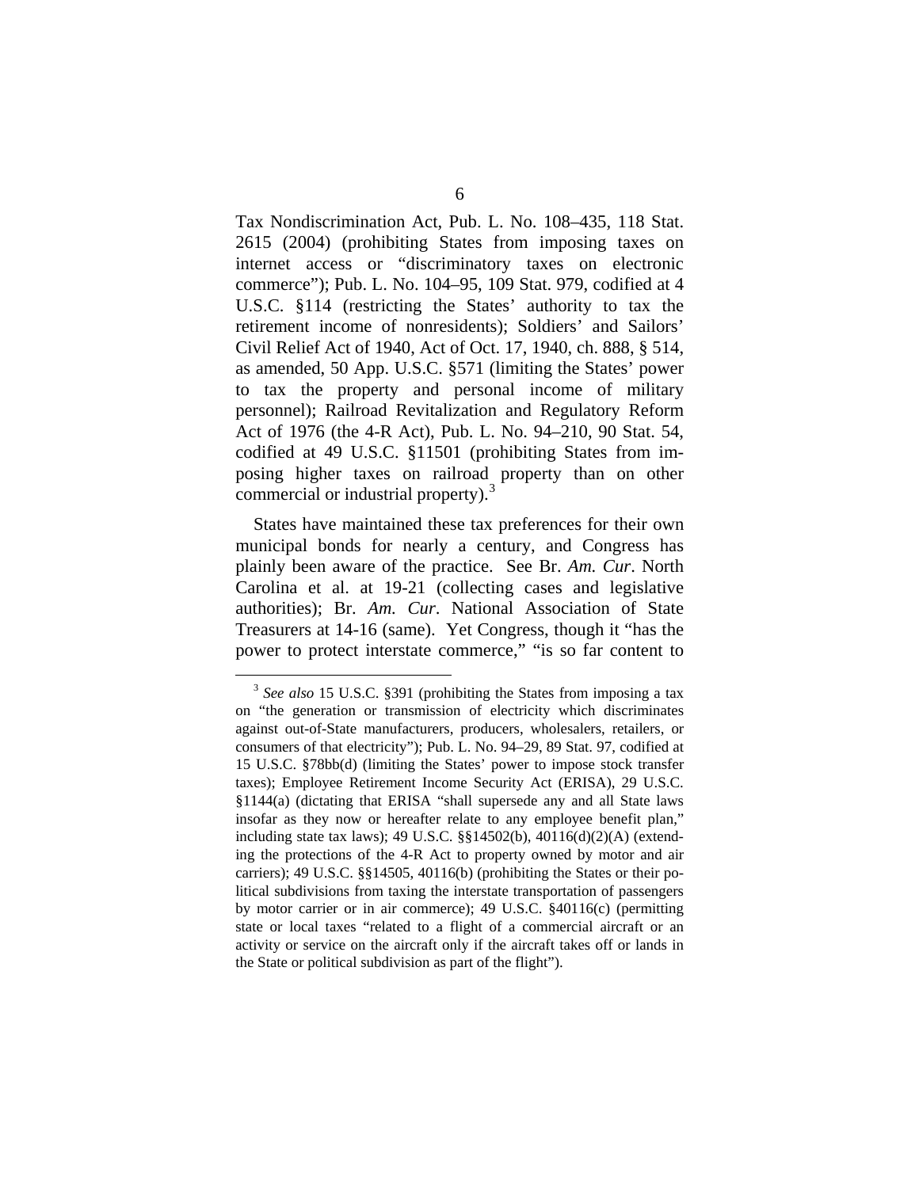Tax Nondiscrimination Act, Pub. L. No. 108–435, 118 Stat. 2615 (2004) (prohibiting States from imposing taxes on internet access or "discriminatory taxes on electronic commerce"); Pub. L. No. 104–95, 109 Stat. 979, codified at 4 U.S.C. §114 (restricting the States' authority to tax the retirement income of nonresidents); Soldiers' and Sailors' Civil Relief Act of 1940, Act of Oct. 17, 1940, ch. 888, § 514, as amended, 50 App. U.S.C. §571 (limiting the States' power to tax the property and personal income of military personnel); Railroad Revitalization and Regulatory Reform Act of 1976 (the 4-R Act), Pub. L. No. 94–210, 90 Stat. 54, codified at 49 U.S.C. §11501 (prohibiting States from imposing higher taxes on railroad property than on other commercial or industrial property).[3]

States have maintained these tax preferences for their own municipal bonds for nearly a century, and Congress has plainly been aware of the practice. See Br. *Am. Cur*. North Carolina et al. at 19-21 (collecting cases and legislative authorities); Br. *Am. Cur*. National Association of State Treasurers at 14-16 (same). Yet Congress, though it "has the power to protect interstate commerce," "is so far content to

---

[3] *See also* 15 U.S.C. §391 (prohibiting the States from imposing a tax on "the generation or transmission of electricity which discriminates against out-of-State manufacturers, producers, wholesalers, retailers, or consumers of that electricity"); Pub. L. No. 94–29, 89 Stat. 97, codified at 15 U.S.C. §78bb(d) (limiting the States' power to impose stock transfer taxes); Employee Retirement Income Security Act (ERISA), 29 U.S.C. §1144(a) (dictating that ERISA "shall supersede any and all State laws insofar as they now or hereafter relate to any employee benefit plan," including state tax laws); 49 U.S.C. §§14502(b), 40116(d)(2)(A) (extending the protections of the 4-R Act to property owned by motor and air carriers); 49 U.S.C. §§14505, 40116(b) (prohibiting the States or their political subdivisions from taxing the interstate transportation of passengers by motor carrier or in air commerce); 49 U.S.C. §40116(c) (permitting state or local taxes "related to a flight of a commercial aircraft or an activity or service on the aircraft only if the aircraft takes off or lands in the State or political subdivision as part of the flight").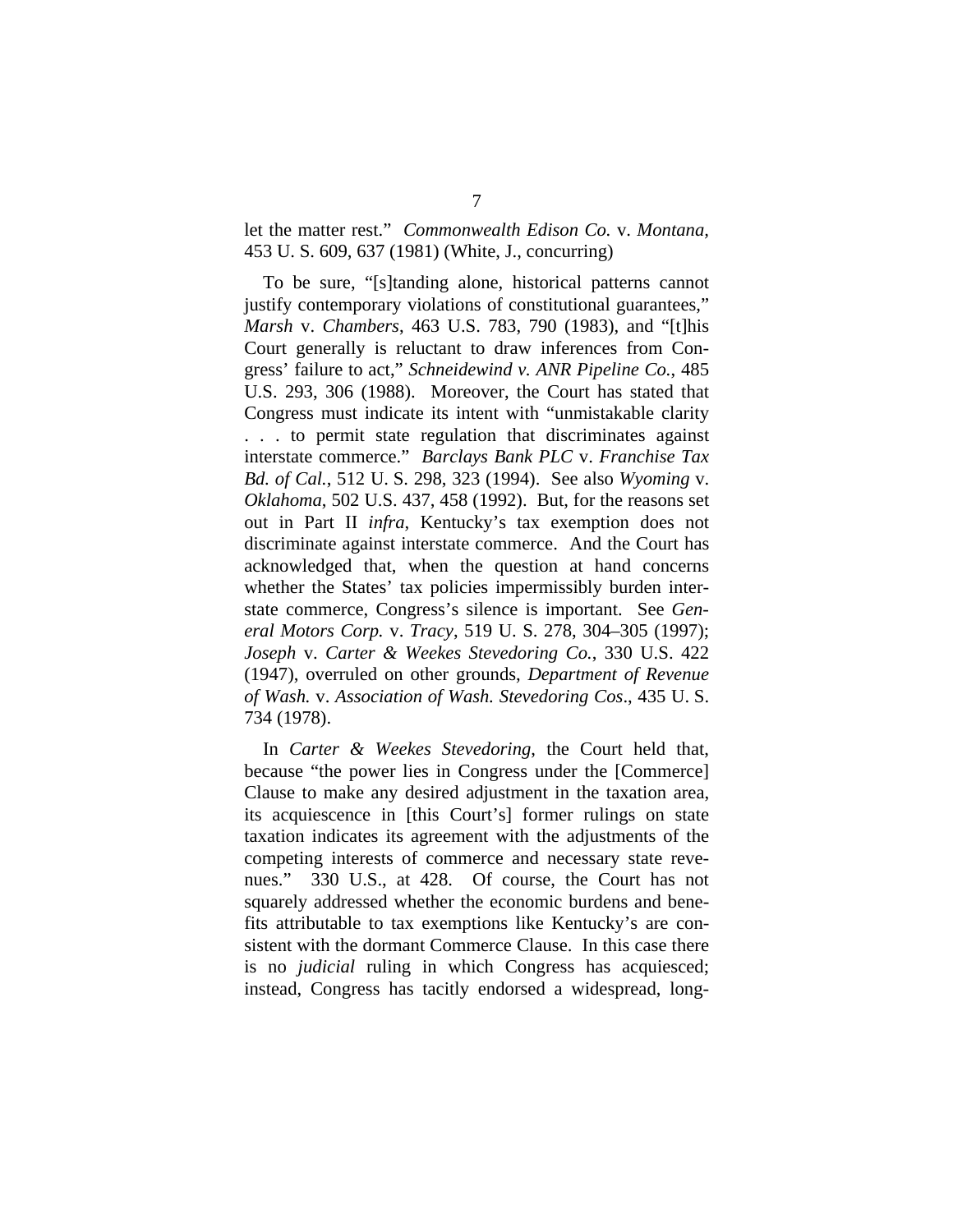let the matter rest." *Commonwealth Edison Co.* v. *Montana*, 453 U. S. 609, 637 (1981) (White, J., concurring)

To be sure, "[s]tanding alone, historical patterns cannot justify contemporary violations of constitutional guarantees," *Marsh* v. *Chambers*, 463 U.S. 783, 790 (1983), and "[t]his Court generally is reluctant to draw inferences from Congress' failure to act," *Schneidewind v. ANR Pipeline Co.*, 485 U.S. 293, 306 (1988). Moreover, the Court has stated that Congress must indicate its intent with "unmistakable clarity . . . to permit state regulation that discriminates against interstate commerce." *Barclays Bank PLC* v. *Franchise Tax Bd. of Cal.*, 512 U. S. 298, 323 (1994). See also *Wyoming* v. *Oklahoma*, 502 U.S. 437, 458 (1992). But, for the reasons set out in Part II *infra*, Kentucky's tax exemption does not discriminate against interstate commerce. And the Court has acknowledged that, when the question at hand concerns whether the States' tax policies impermissibly burden interstate commerce, Congress's silence is important. See *General Motors Corp.* v. *Tracy*, 519 U. S. 278, 304–305 (1997); *Joseph* v. *Carter & Weekes Stevedoring Co.*, 330 U.S. 422 (1947), overruled on other grounds, *Department of Revenue of Wash.* v. *Association of Wash. Stevedoring Cos*., 435 U. S. 734 (1978).

In *Carter & Weekes Stevedoring*, the Court held that, because "the power lies in Congress under the [Commerce] Clause to make any desired adjustment in the taxation area, its acquiescence in [this Court's] former rulings on state taxation indicates its agreement with the adjustments of the competing interests of commerce and necessary state revenues." 330 U.S., at 428. Of course, the Court has not squarely addressed whether the economic burdens and benefits attributable to tax exemptions like Kentucky's are consistent with the dormant Commerce Clause. In this case there is no *judicial* ruling in which Congress has acquiesced; instead, Congress has tacitly endorsed a widespread, long-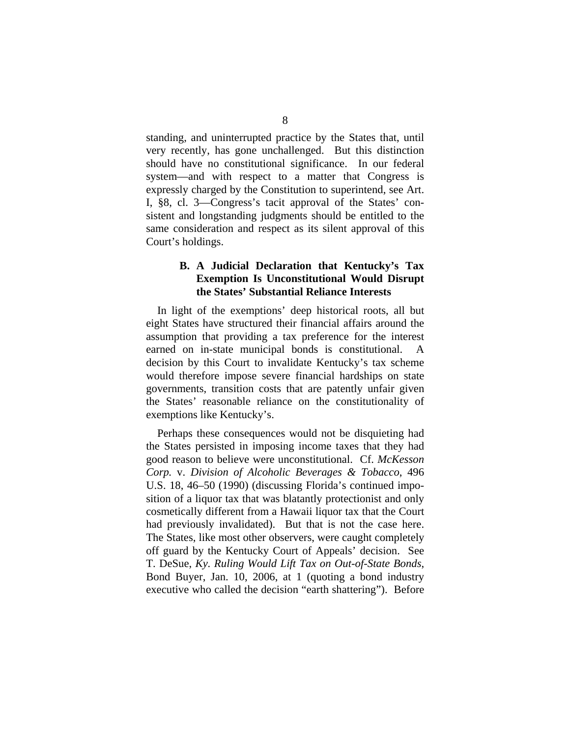standing, and uninterrupted practice by the States that, until very recently, has gone unchallenged. But this distinction should have no constitutional significance. In our federal system—and with respect to a matter that Congress is expressly charged by the Constitution to superintend, see Art. I, §8, cl. 3—Congress's tacit approval of the States' consistent and longstanding judgments should be entitled to the same consideration and respect as its silent approval of this Court's holdings.

### B. A Judicial Declaration that Kentucky's Tax Exemption Is Unconstitutional Would Disrupt the States' Substantial Reliance Interests

In light of the exemptions' deep historical roots, all but eight States have structured their financial affairs around the assumption that providing a tax preference for the interest earned on in-state municipal bonds is constitutional. A decision by this Court to invalidate Kentucky's tax scheme would therefore impose severe financial hardships on state governments, transition costs that are patently unfair given the States' reasonable reliance on the constitutionality of exemptions like Kentucky's.

Perhaps these consequences would not be disquieting had the States persisted in imposing income taxes that they had good reason to believe were unconstitutional. Cf. *McKesson Corp.* v. *Division of Alcoholic Beverages & Tobacco*, 496 U.S. 18, 46–50 (1990) (discussing Florida's continued imposition of a liquor tax that was blatantly protectionist and only cosmetically different from a Hawaii liquor tax that the Court had previously invalidated). But that is not the case here. The States, like most other observers, were caught completely off guard by the Kentucky Court of Appeals' decision. See T. DeSue, *Ky. Ruling Would Lift Tax on Out-of-State Bonds*, Bond Buyer, Jan. 10, 2006, at 1 (quoting a bond industry executive who called the decision "earth shattering"). Before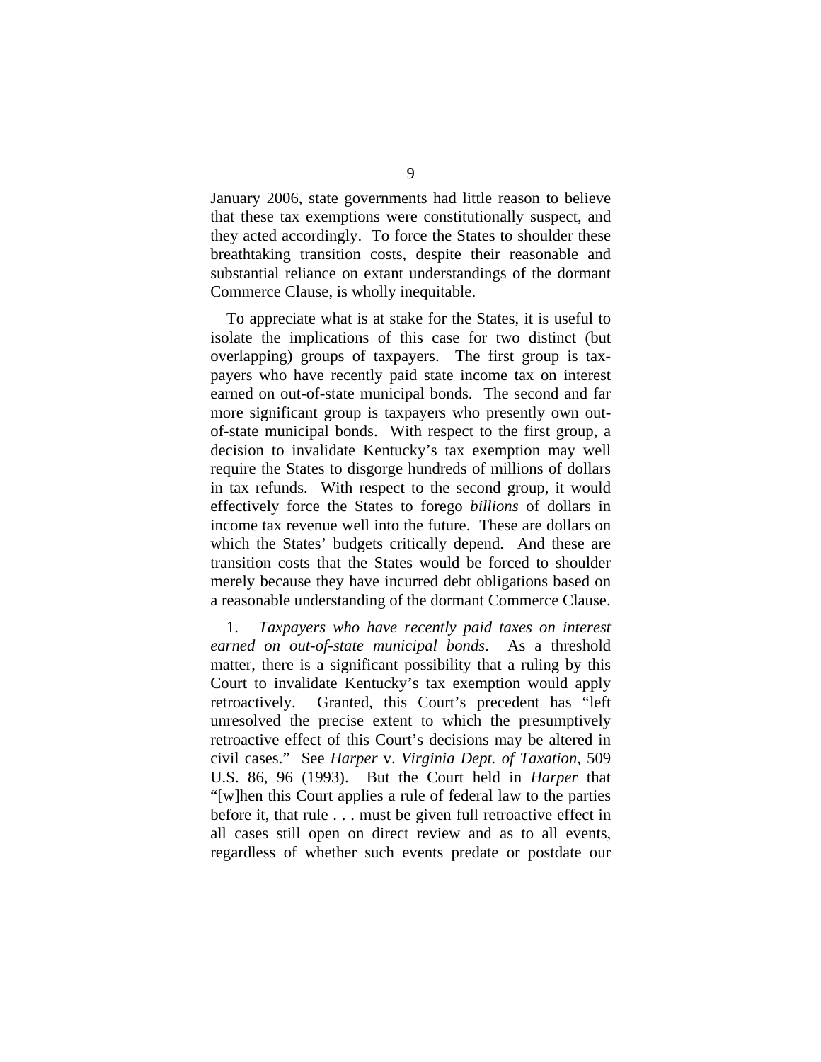January 2006, state governments had little reason to believe that these tax exemptions were constitutionally suspect, and they acted accordingly. To force the States to shoulder these breathtaking transition costs, despite their reasonable and substantial reliance on extant understandings of the dormant Commerce Clause, is wholly inequitable.

To appreciate what is at stake for the States, it is useful to isolate the implications of this case for two distinct (but overlapping) groups of taxpayers. The first group is taxpayers who have recently paid state income tax on interest earned on out-of-state municipal bonds. The second and far more significant group is taxpayers who presently own out-of-state municipal bonds. With respect to the first group, a decision to invalidate Kentucky's tax exemption may well require the States to disgorge hundreds of millions of dollars in tax refunds. With respect to the second group, it would effectively force the States to forego *billions* of dollars in income tax revenue well into the future. These are dollars on which the States' budgets critically depend. And these are transition costs that the States would be forced to shoulder merely because they have incurred debt obligations based on a reasonable understanding of the dormant Commerce Clause.

1. *Taxpayers who have recently paid taxes on interest earned on out-of-state municipal bonds*. As a threshold matter, there is a significant possibility that a ruling by this Court to invalidate Kentucky's tax exemption would apply retroactively. Granted, this Court's precedent has "left unresolved the precise extent to which the presumptively retroactive effect of this Court's decisions may be altered in civil cases." See *Harper* v. *Virginia Dept. of Taxation*, 509 U.S. 86, 96 (1993). But the Court held in *Harper* that "[w]hen this Court applies a rule of federal law to the parties before it, that rule . . . must be given full retroactive effect in all cases still open on direct review and as to all events, regardless of whether such events predate or postdate our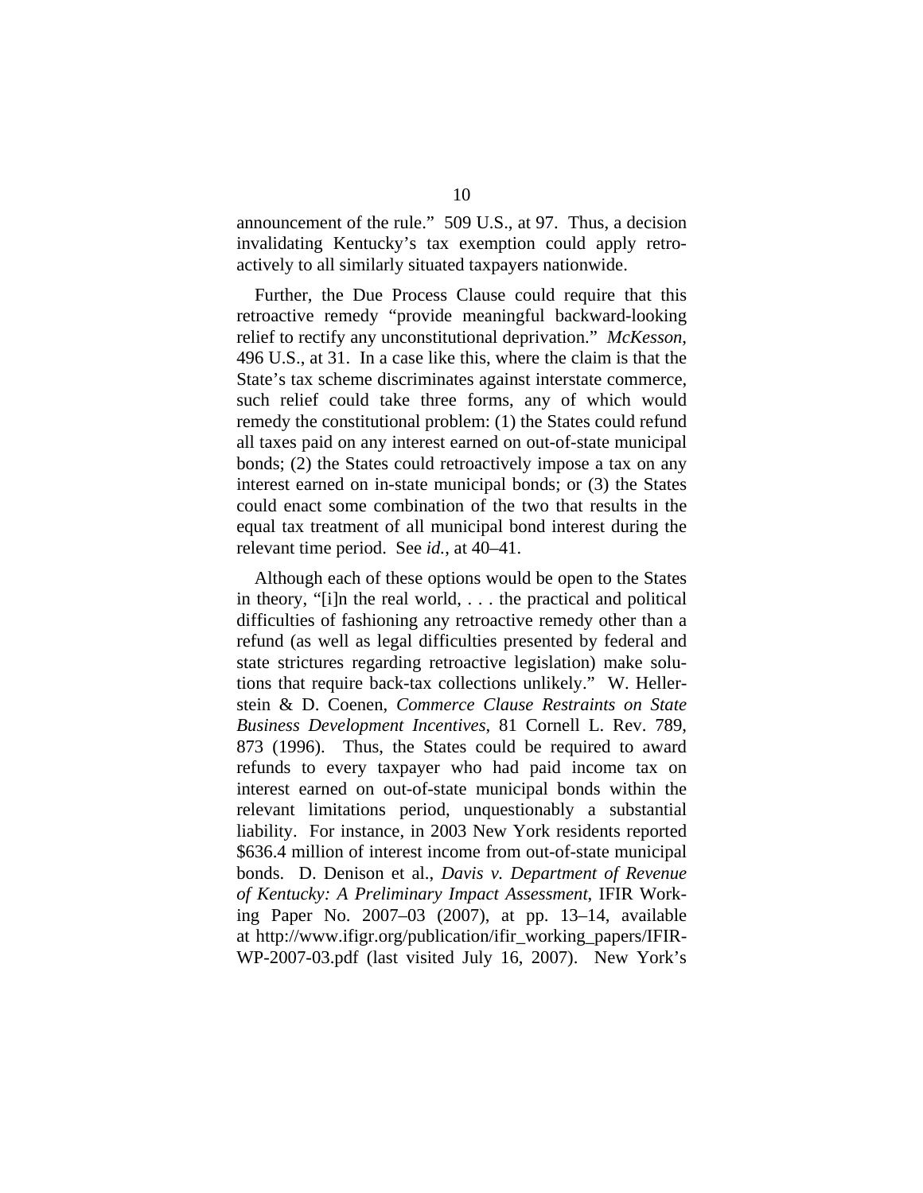announcement of the rule." 509 U.S., at 97. Thus, a decision invalidating Kentucky's tax exemption could apply retroactively to all similarly situated taxpayers nationwide.

Further, the Due Process Clause could require that this retroactive remedy "provide meaningful backward-looking relief to rectify any unconstitutional deprivation." *McKesson*, 496 U.S., at 31. In a case like this, where the claim is that the State's tax scheme discriminates against interstate commerce, such relief could take three forms, any of which would remedy the constitutional problem: (1) the States could refund all taxes paid on any interest earned on out-of-state municipal bonds; (2) the States could retroactively impose a tax on any interest earned on in-state municipal bonds; or (3) the States could enact some combination of the two that results in the equal tax treatment of all municipal bond interest during the relevant time period. See *id.*, at 40–41.

Although each of these options would be open to the States in theory, "[i]n the real world, . . . the practical and political difficulties of fashioning any retroactive remedy other than a refund (as well as legal difficulties presented by federal and state strictures regarding retroactive legislation) make solutions that require back-tax collections unlikely." W. Hellerstein & D. Coenen, *Commerce Clause Restraints on State Business Development Incentives*, 81 Cornell L. Rev. 789, 873 (1996). Thus, the States could be required to award refunds to every taxpayer who had paid income tax on interest earned on out-of-state municipal bonds within the relevant limitations period, unquestionably a substantial liability. For instance, in 2003 New York residents reported $636.4 million of interest income from out-of-state municipal bonds. D. Denison et al., *Davis v. Department of Revenue of Kentucky: A Preliminary Impact Assessment*, IFIR Working Paper No. 2007–03 (2007), at pp. 13–14, available at http://www.ifigr.org/publication/ifir_working_papers/IFIR-WP-2007-03.pdf (last visited July 16, 2007). New York's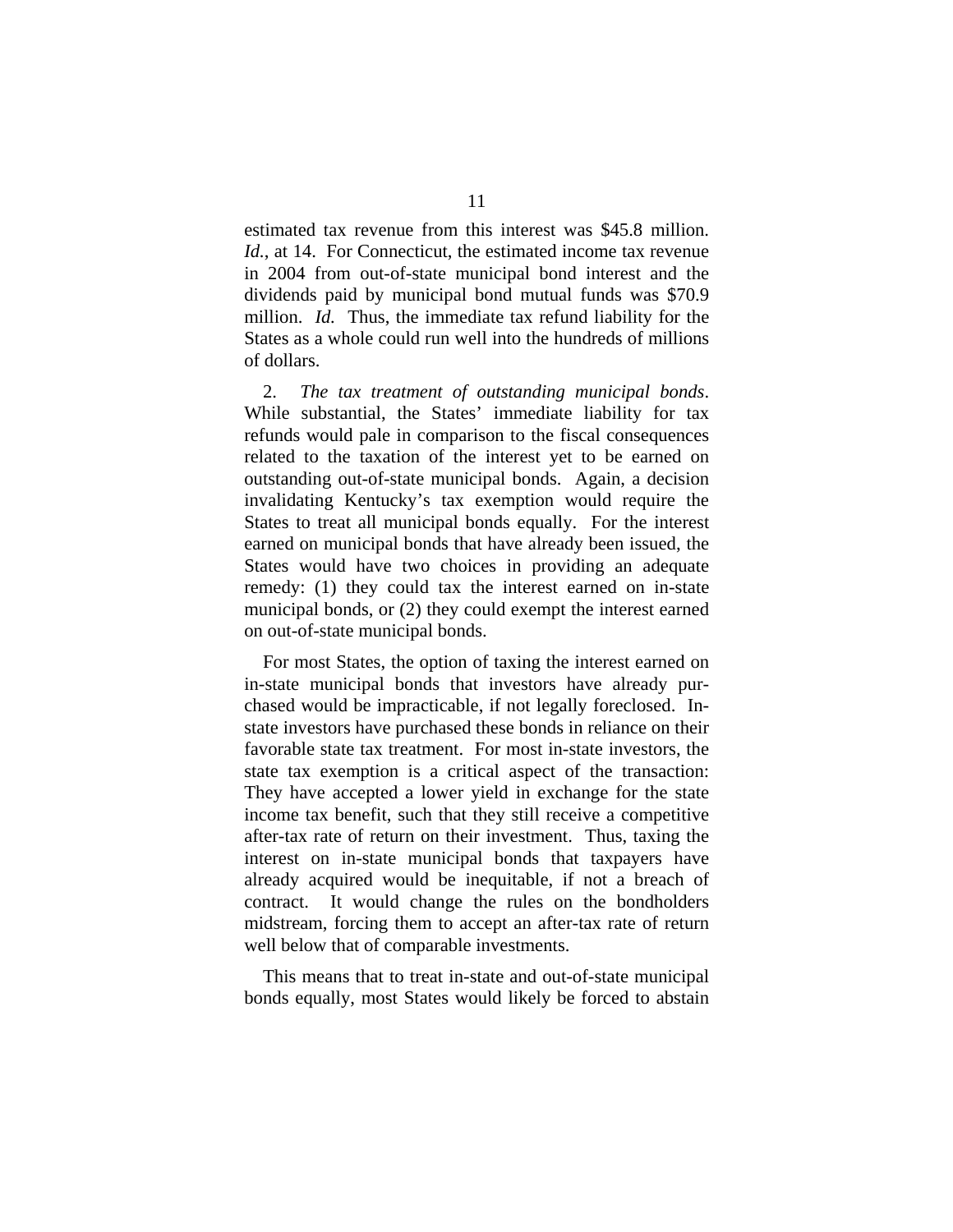estimated tax revenue from this interest was $45.8 million. *Id.*, at 14. For Connecticut, the estimated income tax revenue in 2004 from out-of-state municipal bond interest and the dividends paid by municipal bond mutual funds was $70.9 million. *Id.* Thus, the immediate tax refund liability for the States as a whole could run well into the hundreds of millions of dollars.

2. *The tax treatment of outstanding municipal bonds*. While substantial, the States' immediate liability for tax refunds would pale in comparison to the fiscal consequences related to the taxation of the interest yet to be earned on outstanding out-of-state municipal bonds. Again, a decision invalidating Kentucky's tax exemption would require the States to treat all municipal bonds equally. For the interest earned on municipal bonds that have already been issued, the States would have two choices in providing an adequate remedy: (1) they could tax the interest earned on in-state municipal bonds, or (2) they could exempt the interest earned on out-of-state municipal bonds.

For most States, the option of taxing the interest earned on in-state municipal bonds that investors have already purchased would be impracticable, if not legally foreclosed. In-state investors have purchased these bonds in reliance on their favorable state tax treatment. For most in-state investors, the state tax exemption is a critical aspect of the transaction: They have accepted a lower yield in exchange for the state income tax benefit, such that they still receive a competitive after-tax rate of return on their investment. Thus, taxing the interest on in-state municipal bonds that taxpayers have already acquired would be inequitable, if not a breach of contract. It would change the rules on the bondholders midstream, forcing them to accept an after-tax rate of return well below that of comparable investments.

This means that to treat in-state and out-of-state municipal bonds equally, most States would likely be forced to abstain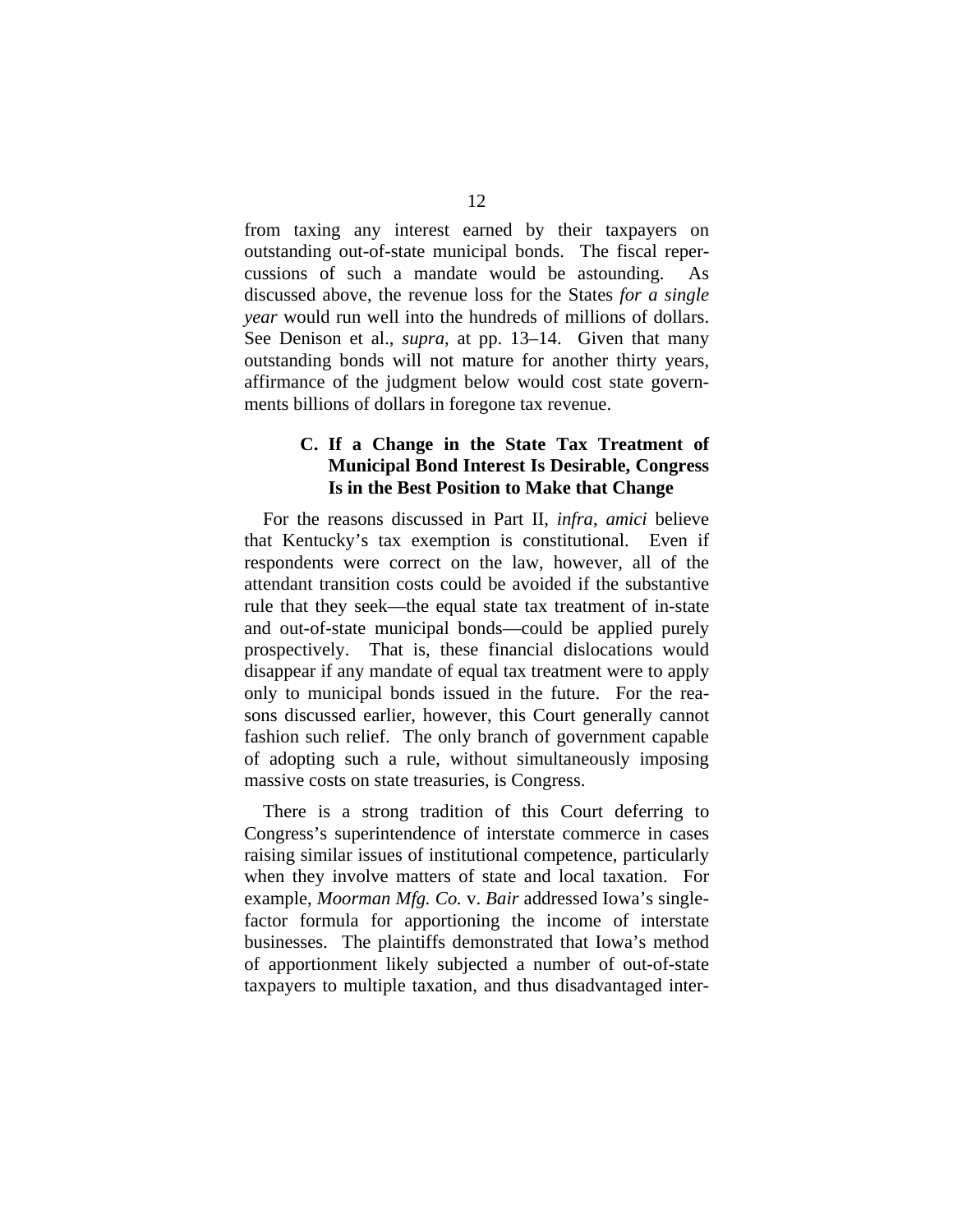from taxing any interest earned by their taxpayers on outstanding out-of-state municipal bonds. The fiscal repercussions of such a mandate would be astounding. As discussed above, the revenue loss for the States *for a single year* would run well into the hundreds of millions of dollars. See Denison et al., *supra*, at pp. 13–14. Given that many outstanding bonds will not mature for another thirty years, affirmance of the judgment below would cost state governments billions of dollars in foregone tax revenue.

### C. If a Change in the State Tax Treatment of Municipal Bond Interest Is Desirable, Congress Is in the Best Position to Make that Change

For the reasons discussed in Part II, *infra*, *amici* believe that Kentucky's tax exemption is constitutional. Even if respondents were correct on the law, however, all of the attendant transition costs could be avoided if the substantive rule that they seek—the equal state tax treatment of in-state and out-of-state municipal bonds—could be applied purely prospectively. That is, these financial dislocations would disappear if any mandate of equal tax treatment were to apply only to municipal bonds issued in the future. For the reasons discussed earlier, however, this Court generally cannot fashion such relief. The only branch of government capable of adopting such a rule, without simultaneously imposing massive costs on state treasuries, is Congress.

There is a strong tradition of this Court deferring to Congress's superintendence of interstate commerce in cases raising similar issues of institutional competence, particularly when they involve matters of state and local taxation. For example, *Moorman Mfg. Co.* v. *Bair* addressed Iowa's single-factor formula for apportioning the income of interstate businesses. The plaintiffs demonstrated that Iowa's method of apportionment likely subjected a number of out-of-state taxpayers to multiple taxation, and thus disadvantaged inter-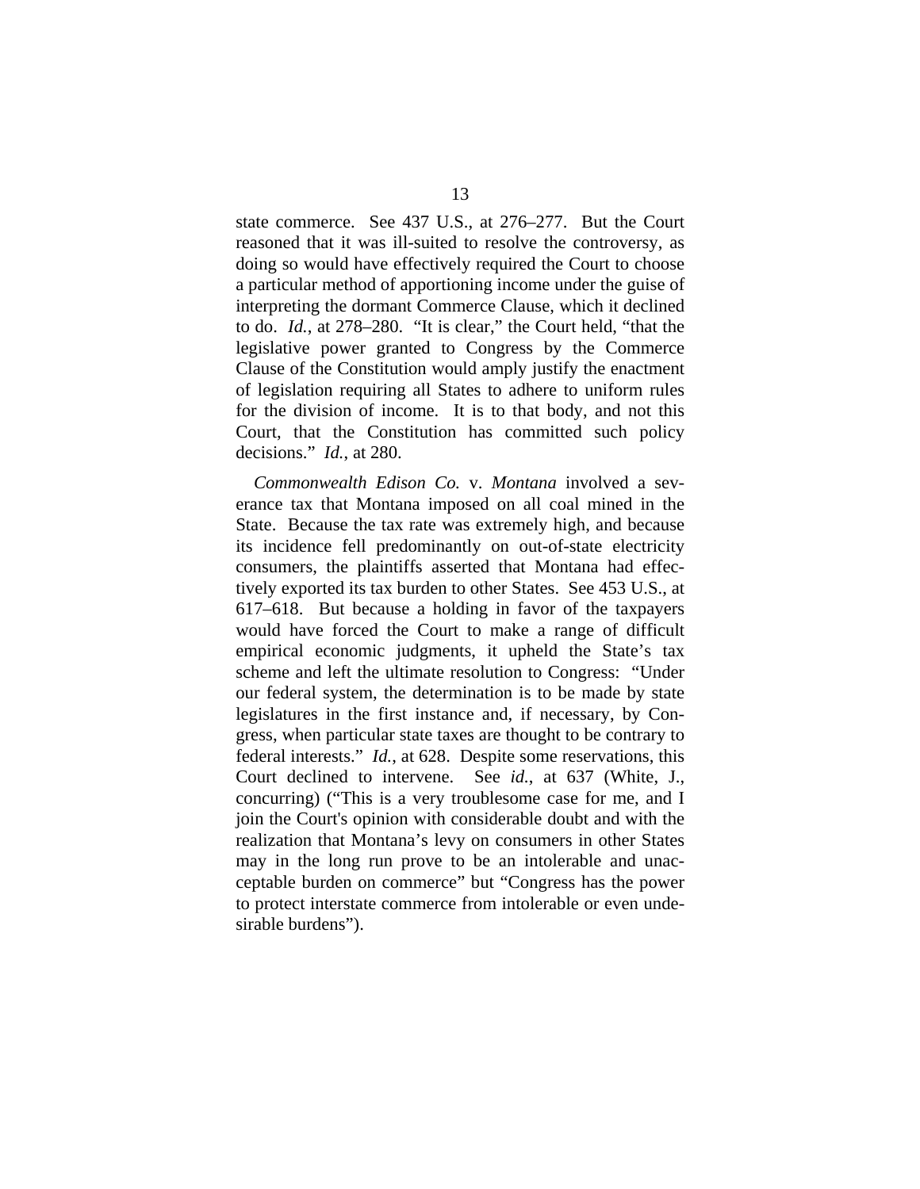state commerce. See 437 U.S., at 276–277. But the Court reasoned that it was ill-suited to resolve the controversy, as doing so would have effectively required the Court to choose a particular method of apportioning income under the guise of interpreting the dormant Commerce Clause, which it declined to do. *Id.*, at 278–280. "It is clear," the Court held, "that the legislative power granted to Congress by the Commerce Clause of the Constitution would amply justify the enactment of legislation requiring all States to adhere to uniform rules for the division of income. It is to that body, and not this Court, that the Constitution has committed such policy decisions." *Id.*, at 280.

*Commonwealth Edison Co.* v. *Montana* involved a severance tax that Montana imposed on all coal mined in the State. Because the tax rate was extremely high, and because its incidence fell predominantly on out-of-state electricity consumers, the plaintiffs asserted that Montana had effectively exported its tax burden to other States. See 453 U.S., at 617–618. But because a holding in favor of the taxpayers would have forced the Court to make a range of difficult empirical economic judgments, it upheld the State's tax scheme and left the ultimate resolution to Congress: "Under our federal system, the determination is to be made by state legislatures in the first instance and, if necessary, by Congress, when particular state taxes are thought to be contrary to federal interests." *Id.*, at 628. Despite some reservations, this Court declined to intervene. See *id.*, at 637 (White, J., concurring) ("This is a very troublesome case for me, and I join the Court's opinion with considerable doubt and with the realization that Montana's levy on consumers in other States may in the long run prove to be an intolerable and unacceptable burden on commerce" but "Congress has the power to protect interstate commerce from intolerable or even undesirable burdens").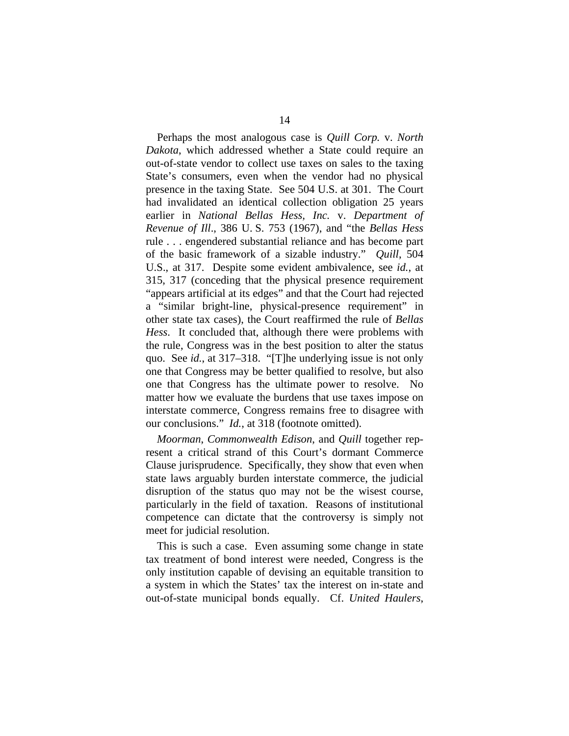Perhaps the most analogous case is *Quill Corp.* v. *North Dakota*, which addressed whether a State could require an out-of-state vendor to collect use taxes on sales to the taxing State's consumers, even when the vendor had no physical presence in the taxing State. See 504 U.S. at 301. The Court had invalidated an identical collection obligation 25 years earlier in *National Bellas Hess*, *Inc.* v. *Department of Revenue of Ill*., 386 U. S. 753 (1967), and "the *Bellas Hess* rule . . . engendered substantial reliance and has become part of the basic framework of a sizable industry." *Quill*, 504 U.S., at 317. Despite some evident ambivalence, see *id.*, at 315, 317 (conceding that the physical presence requirement "appears artificial at its edges" and that the Court had rejected a "similar bright-line, physical-presence requirement" in other state tax cases), the Court reaffirmed the rule of *Bellas Hess*. It concluded that, although there were problems with the rule, Congress was in the best position to alter the status quo. See *id.*, at 317–318. "[T]he underlying issue is not only one that Congress may be better qualified to resolve, but also one that Congress has the ultimate power to resolve. No matter how we evaluate the burdens that use taxes impose on interstate commerce, Congress remains free to disagree with our conclusions." *Id.*, at 318 (footnote omitted).

*Moorman*, *Commonwealth Edison*, and *Quill* together represent a critical strand of this Court's dormant Commerce Clause jurisprudence. Specifically, they show that even when state laws arguably burden interstate commerce, the judicial disruption of the status quo may not be the wisest course, particularly in the field of taxation. Reasons of institutional competence can dictate that the controversy is simply not meet for judicial resolution.

This is such a case. Even assuming some change in state tax treatment of bond interest were needed, Congress is the only institution capable of devising an equitable transition to a system in which the States' tax the interest on in-state and out-of-state municipal bonds equally. Cf. *United Haulers*,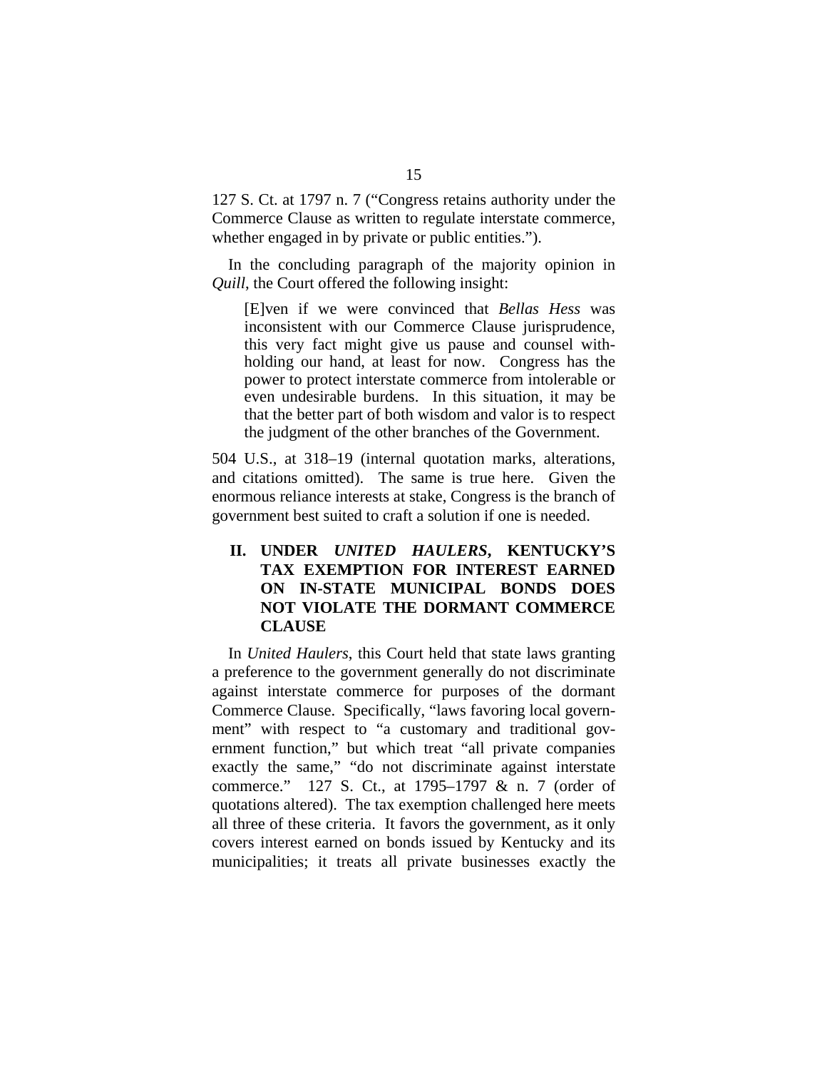127 S. Ct. at 1797 n. 7 ("Congress retains authority under the Commerce Clause as written to regulate interstate commerce, whether engaged in by private or public entities.").

In the concluding paragraph of the majority opinion in *Quill*, the Court offered the following insight:

> [E]ven if we were convinced that *Bellas Hess* was inconsistent with our Commerce Clause jurisprudence, this very fact might give us pause and counsel withholding our hand, at least for now. Congress has the power to protect interstate commerce from intolerable or even undesirable burdens. In this situation, it may be that the better part of both wisdom and valor is to respect the judgment of the other branches of the Government.

504 U.S., at 318–19 (internal quotation marks, alterations, and citations omitted). The same is true here. Given the enormous reliance interests at stake, Congress is the branch of government best suited to craft a solution if one is needed.

## II. UNDER *UNITED HAULERS*, KENTUCKY'S TAX EXEMPTION FOR INTEREST EARNED ON IN-STATE MUNICIPAL BONDS DOES NOT VIOLATE THE DORMANT COMMERCE CLAUSE

In *United Haulers*, this Court held that state laws granting a preference to the government generally do not discriminate against interstate commerce for purposes of the dormant Commerce Clause. Specifically, "laws favoring local government" with respect to "a customary and traditional government function," but which treat "all private companies exactly the same," "do not discriminate against interstate commerce." 127 S. Ct., at 1795–1797 & n. 7 (order of quotations altered). The tax exemption challenged here meets all three of these criteria. It favors the government, as it only covers interest earned on bonds issued by Kentucky and its municipalities; it treats all private businesses exactly the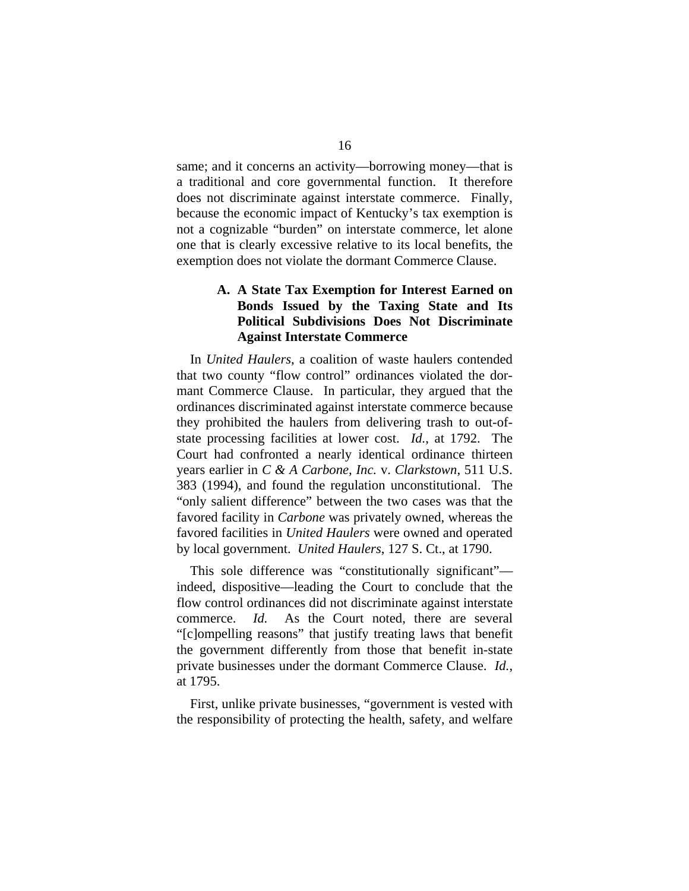same; and it concerns an activity—borrowing money—that is a traditional and core governmental function. It therefore does not discriminate against interstate commerce. Finally, because the economic impact of Kentucky's tax exemption is not a cognizable "burden" on interstate commerce, let alone one that is clearly excessive relative to its local benefits, the exemption does not violate the dormant Commerce Clause.

### A. A State Tax Exemption for Interest Earned on Bonds Issued by the Taxing State and Its Political Subdivisions Does Not Discriminate Against Interstate Commerce

In *United Haulers*, a coalition of waste haulers contended that two county "flow control" ordinances violated the dormant Commerce Clause. In particular, they argued that the ordinances discriminated against interstate commerce because they prohibited the haulers from delivering trash to out-of-state processing facilities at lower cost. *Id.*, at 1792. The Court had confronted a nearly identical ordinance thirteen years earlier in *C & A Carbone, Inc.* v. *Clarkstown*, 511 U.S. 383 (1994), and found the regulation unconstitutional. The "only salient difference" between the two cases was that the favored facility in *Carbone* was privately owned, whereas the favored facilities in *United Haulers* were owned and operated by local government. *United Haulers*, 127 S. Ct., at 1790.

This sole difference was "constitutionally significant"—indeed, dispositive—leading the Court to conclude that the flow control ordinances did not discriminate against interstate commerce. *Id.* As the Court noted, there are several "[c]ompelling reasons" that justify treating laws that benefit the government differently from those that benefit in-state private businesses under the dormant Commerce Clause. *Id.*, at 1795.

First, unlike private businesses, "government is vested with the responsibility of protecting the health, safety, and welfare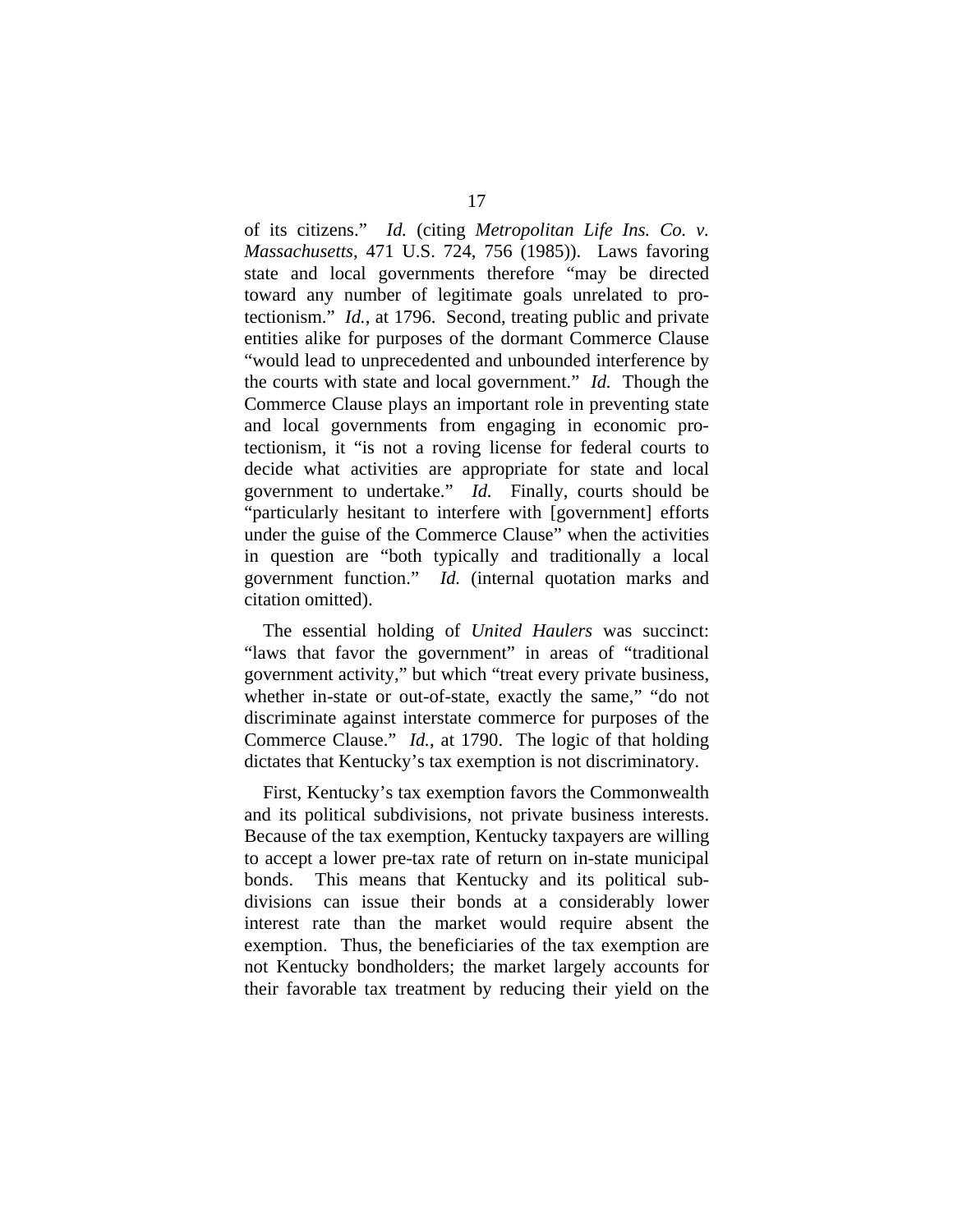of its citizens." *Id.* (citing *Metropolitan Life Ins. Co. v. Massachusetts*, 471 U.S. 724, 756 (1985)). Laws favoring state and local governments therefore "may be directed toward any number of legitimate goals unrelated to protectionism." *Id.*, at 1796. Second, treating public and private entities alike for purposes of the dormant Commerce Clause "would lead to unprecedented and unbounded interference by the courts with state and local government." *Id.* Though the Commerce Clause plays an important role in preventing state and local governments from engaging in economic protectionism, it "is not a roving license for federal courts to decide what activities are appropriate for state and local government to undertake." *Id.* Finally, courts should be "particularly hesitant to interfere with [government] efforts under the guise of the Commerce Clause" when the activities in question are "both typically and traditionally a local government function." *Id.* (internal quotation marks and citation omitted).

The essential holding of *United Haulers* was succinct: "laws that favor the government" in areas of "traditional government activity," but which "treat every private business, whether in-state or out-of-state, exactly the same," "do not discriminate against interstate commerce for purposes of the Commerce Clause." *Id.*, at 1790. The logic of that holding dictates that Kentucky's tax exemption is not discriminatory.

First, Kentucky's tax exemption favors the Commonwealth and its political subdivisions, not private business interests. Because of the tax exemption, Kentucky taxpayers are willing to accept a lower pre-tax rate of return on in-state municipal bonds. This means that Kentucky and its political subdivisions can issue their bonds at a considerably lower interest rate than the market would require absent the exemption. Thus, the beneficiaries of the tax exemption are not Kentucky bondholders; the market largely accounts for their favorable tax treatment by reducing their yield on the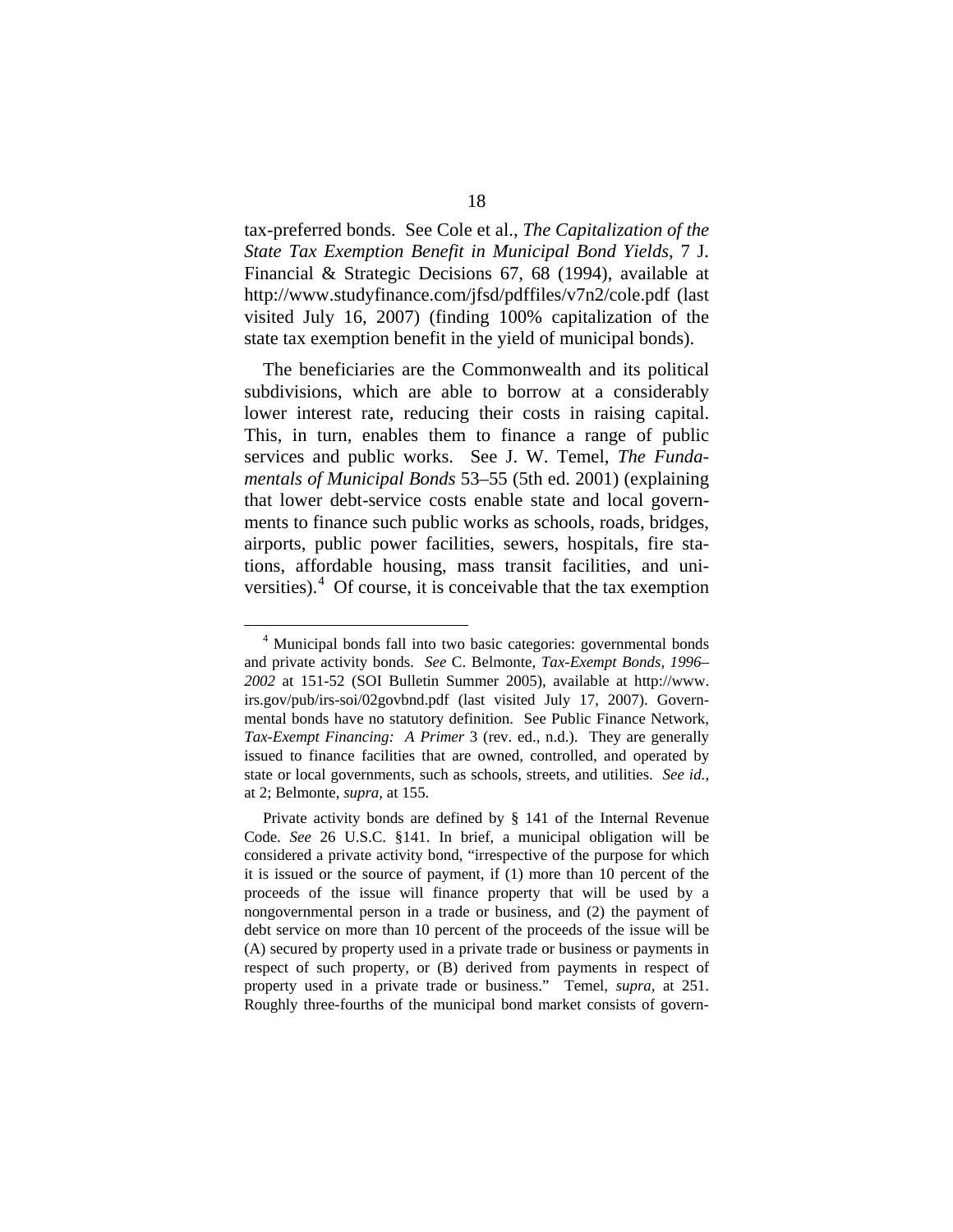tax-preferred bonds. See Cole et al., *The Capitalization of the State Tax Exemption Benefit in Municipal Bond Yields*, 7 J. Financial & Strategic Decisions 67, 68 (1994), available at http://www.studyfinance.com/jfsd/pdffiles/v7n2/cole.pdf (last visited July 16, 2007) (finding 100% capitalization of the state tax exemption benefit in the yield of municipal bonds).

The beneficiaries are the Commonwealth and its political subdivisions, which are able to borrow at a considerably lower interest rate, reducing their costs in raising capital. This, in turn, enables them to finance a range of public services and public works. See J. W. Temel, *The Fundamentals of Municipal Bonds* 53–55 (5th ed. 2001) (explaining that lower debt-service costs enable state and local governments to finance such public works as schools, roads, bridges, airports, public power facilities, sewers, hospitals, fire stations, affordable housing, mass transit facilities, and universities).[4] Of course, it is conceivable that the tax exemption

---

[4] Municipal bonds fall into two basic categories: governmental bonds and private activity bonds. *See* C. Belmonte, *Tax-Exempt Bonds, 1996–2002* at 151-52 (SOI Bulletin Summer 2005), available at http://www.irs.gov/pub/irs-soi/02govbnd.pdf (last visited July 17, 2007). Governmental bonds have no statutory definition. See Public Finance Network, *Tax-Exempt Financing: A Primer* 3 (rev. ed., n.d.). They are generally issued to finance facilities that are owned, controlled, and operated by state or local governments, such as schools, streets, and utilities. *See id.*, at 2; Belmonte, *supra*, at 155.

Private activity bonds are defined by § 141 of the Internal Revenue Code. *See* 26 U.S.C. §141. In brief, a municipal obligation will be considered a private activity bond, "irrespective of the purpose for which it is issued or the source of payment, if (1) more than 10 percent of the proceeds of the issue will finance property that will be used by a nongovernmental person in a trade or business, and (2) the payment of debt service on more than 10 percent of the proceeds of the issue will be (A) secured by property used in a private trade or business or payments in respect of such property, or (B) derived from payments in respect of property used in a private trade or business." Temel, *supra*, at 251. Roughly three-fourths of the municipal bond market consists of govern-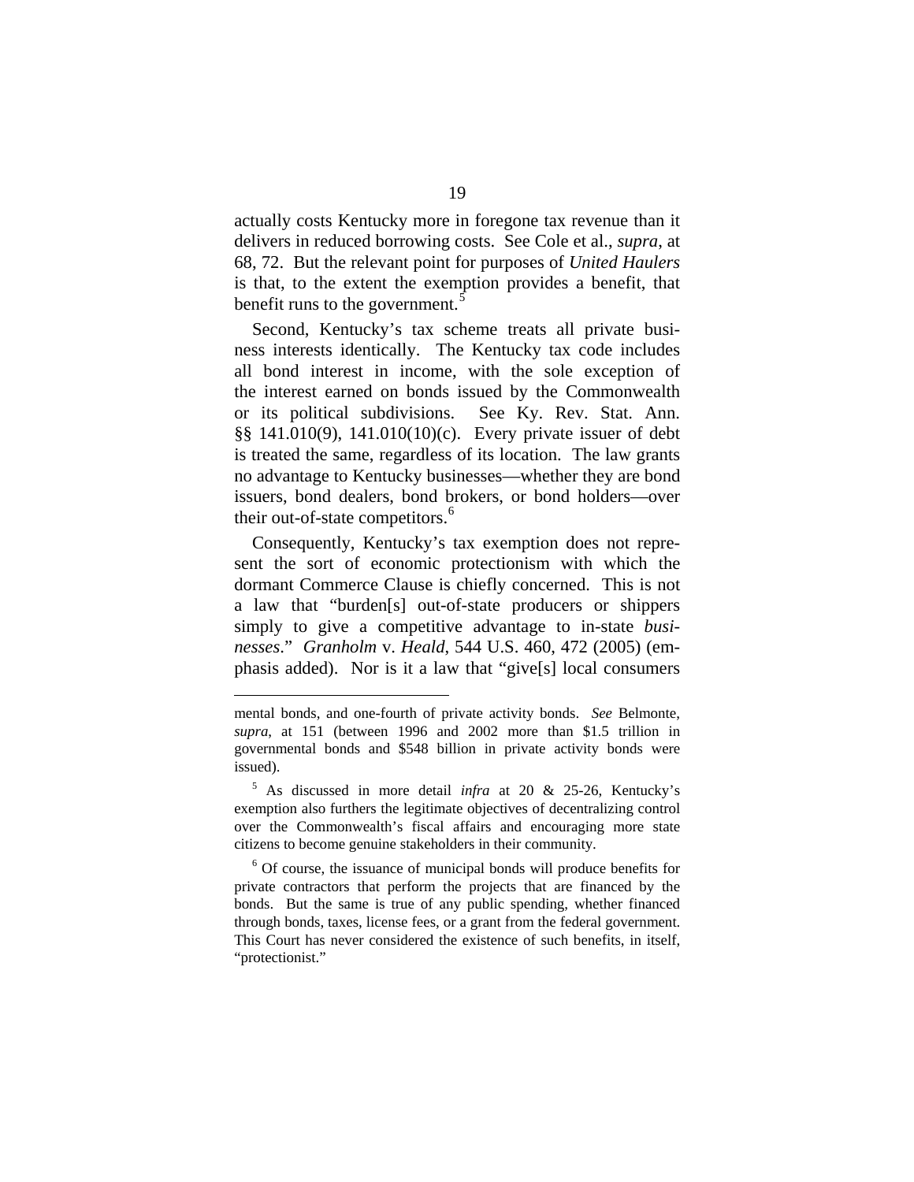actually costs Kentucky more in foregone tax revenue than it delivers in reduced borrowing costs. See Cole et al., *supra*, at 68, 72. But the relevant point for purposes of *United Haulers* is that, to the extent the exemption provides a benefit, that benefit runs to the government.[5]

Second, Kentucky's tax scheme treats all private business interests identically. The Kentucky tax code includes all bond interest in income, with the sole exception of the interest earned on bonds issued by the Commonwealth or its political subdivisions. See Ky. Rev. Stat. Ann. §§ 141.010(9), 141.010(10)(c). Every private issuer of debt is treated the same, regardless of its location. The law grants no advantage to Kentucky businesses—whether they are bond issuers, bond dealers, bond brokers, or bond holders—over their out-of-state competitors.[6]

Consequently, Kentucky's tax exemption does not represent the sort of economic protectionism with which the dormant Commerce Clause is chiefly concerned. This is not a law that "burden[s] out-of-state producers or shippers simply to give a competitive advantage to in-state *businesses*." *Granholm* v. *Heald*, 544 U.S. 460, 472 (2005) (emphasis added). Nor is it a law that "give[s] local consumers

---

mental bonds, and one-fourth of private activity bonds. *See* Belmonte, *supra*, at 151 (between 1996 and 2002 more than $1.5 trillion in governmental bonds and $548 billion in private activity bonds were issued).

[5] As discussed in more detail *infra* at 20 & 25-26, Kentucky's exemption also furthers the legitimate objectives of decentralizing control over the Commonwealth's fiscal affairs and encouraging more state citizens to become genuine stakeholders in their community.

[6] Of course, the issuance of municipal bonds will produce benefits for private contractors that perform the projects that are financed by the bonds. But the same is true of any public spending, whether financed through bonds, taxes, license fees, or a grant from the federal government. This Court has never considered the existence of such benefits, in itself, "protectionist."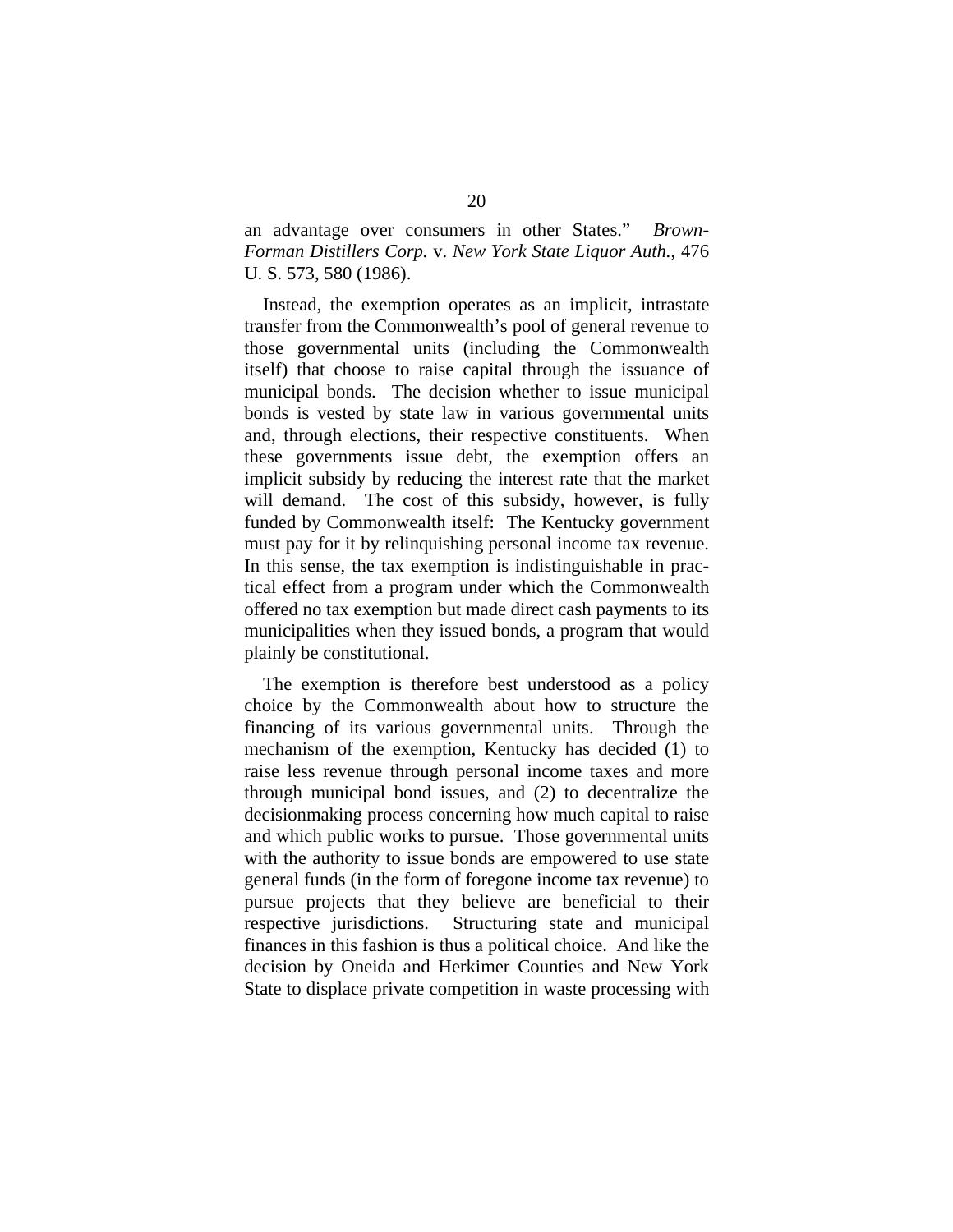an advantage over consumers in other States." *Brown-Forman Distillers Corp.* v. *New York State Liquor Auth.*, 476 U. S. 573, 580 (1986).

Instead, the exemption operates as an implicit, intrastate transfer from the Commonwealth's pool of general revenue to those governmental units (including the Commonwealth itself) that choose to raise capital through the issuance of municipal bonds. The decision whether to issue municipal bonds is vested by state law in various governmental units and, through elections, their respective constituents. When these governments issue debt, the exemption offers an implicit subsidy by reducing the interest rate that the market will demand. The cost of this subsidy, however, is fully funded by Commonwealth itself: The Kentucky government must pay for it by relinquishing personal income tax revenue. In this sense, the tax exemption is indistinguishable in practical effect from a program under which the Commonwealth offered no tax exemption but made direct cash payments to its municipalities when they issued bonds, a program that would plainly be constitutional.

The exemption is therefore best understood as a policy choice by the Commonwealth about how to structure the financing of its various governmental units. Through the mechanism of the exemption, Kentucky has decided (1) to raise less revenue through personal income taxes and more through municipal bond issues, and (2) to decentralize the decisionmaking process concerning how much capital to raise and which public works to pursue. Those governmental units with the authority to issue bonds are empowered to use state general funds (in the form of foregone income tax revenue) to pursue projects that they believe are beneficial to their respective jurisdictions. Structuring state and municipal finances in this fashion is thus a political choice. And like the decision by Oneida and Herkimer Counties and New York State to displace private competition in waste processing with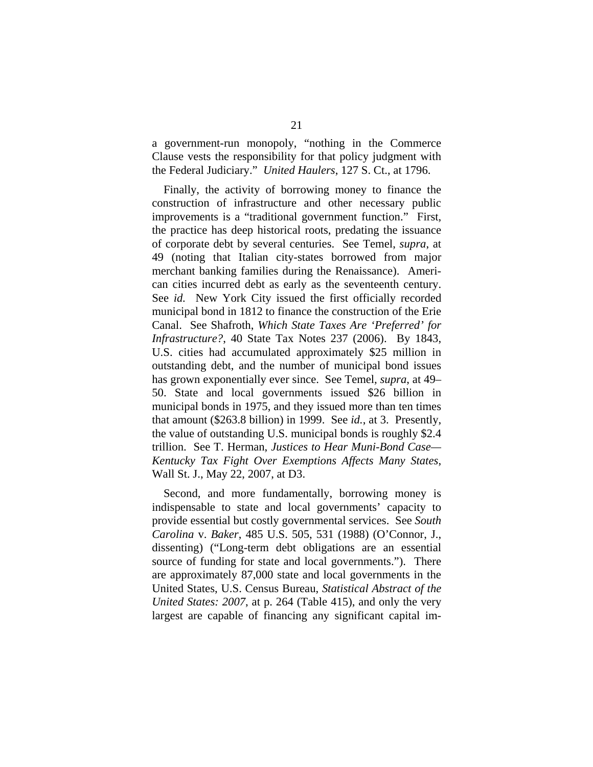a government-run monopoly, "nothing in the Commerce Clause vests the responsibility for that policy judgment with the Federal Judiciary." *United Haulers*, 127 S. Ct., at 1796.

Finally, the activity of borrowing money to finance the construction of infrastructure and other necessary public improvements is a "traditional government function." First, the practice has deep historical roots, predating the issuance of corporate debt by several centuries. See Temel, *supra*, at 49 (noting that Italian city-states borrowed from major merchant banking families during the Renaissance). American cities incurred debt as early as the seventeenth century. See *id.* New York City issued the first officially recorded municipal bond in 1812 to finance the construction of the Erie Canal. See Shafroth, *Which State Taxes Are 'Preferred' for Infrastructure?*, 40 State Tax Notes 237 (2006). By 1843, U.S. cities had accumulated approximately $25 million in outstanding debt, and the number of municipal bond issues has grown exponentially ever since. See Temel, *supra*, at 49–50. State and local governments issued $26 billion in municipal bonds in 1975, and they issued more than ten times that amount ($263.8 billion) in 1999. See *id.*, at 3. Presently, the value of outstanding U.S. municipal bonds is roughly $2.4 trillion. See T. Herman, *Justices to Hear Muni-Bond Case—Kentucky Tax Fight Over Exemptions Affects Many States*, Wall St. J., May 22, 2007, at D3.

Second, and more fundamentally, borrowing money is indispensable to state and local governments' capacity to provide essential but costly governmental services. See *South Carolina* v. *Baker*, 485 U.S. 505, 531 (1988) (O'Connor, J., dissenting) ("Long-term debt obligations are an essential source of funding for state and local governments."). There are approximately 87,000 state and local governments in the United States, U.S. Census Bureau, *Statistical Abstract of the United States: 2007*, at p. 264 (Table 415), and only the very largest are capable of financing any significant capital im-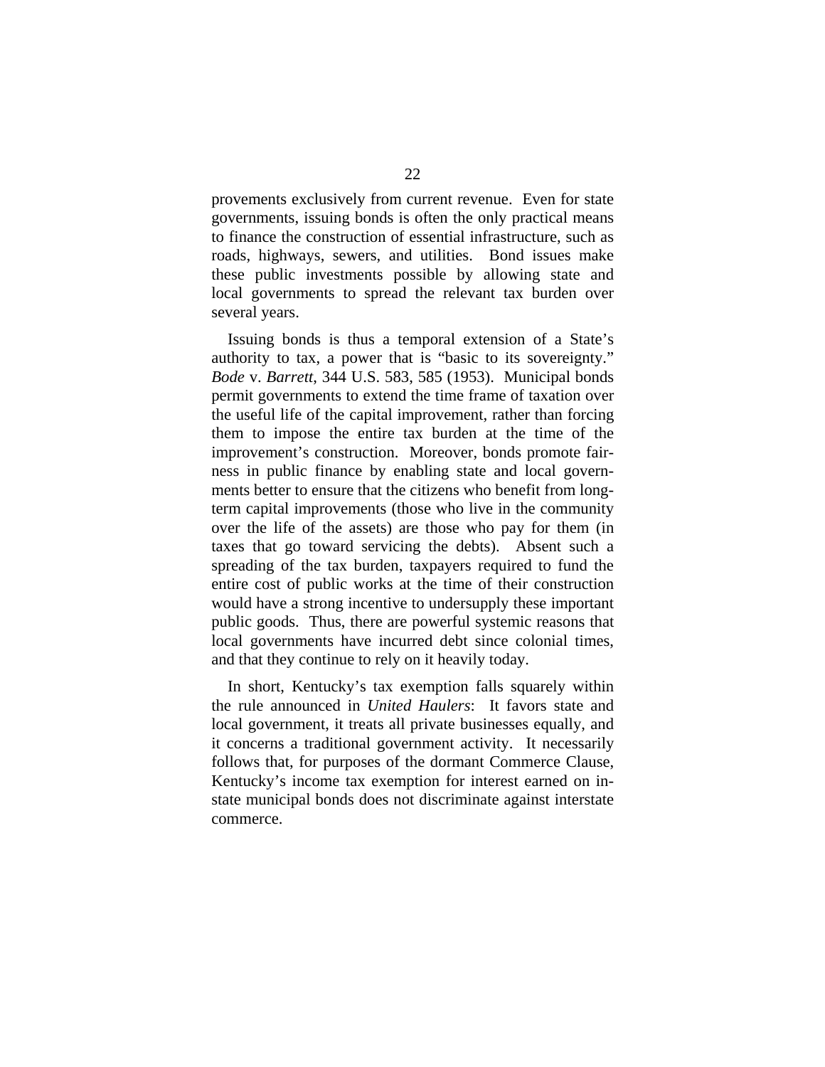provements exclusively from current revenue. Even for state governments, issuing bonds is often the only practical means to finance the construction of essential infrastructure, such as roads, highways, sewers, and utilities. Bond issues make these public investments possible by allowing state and local governments to spread the relevant tax burden over several years.

Issuing bonds is thus a temporal extension of a State's authority to tax, a power that is "basic to its sovereignty." *Bode* v. *Barrett*, 344 U.S. 583, 585 (1953). Municipal bonds permit governments to extend the time frame of taxation over the useful life of the capital improvement, rather than forcing them to impose the entire tax burden at the time of the improvement's construction. Moreover, bonds promote fairness in public finance by enabling state and local governments better to ensure that the citizens who benefit from long-term capital improvements (those who live in the community over the life of the assets) are those who pay for them (in taxes that go toward servicing the debts). Absent such a spreading of the tax burden, taxpayers required to fund the entire cost of public works at the time of their construction would have a strong incentive to undersupply these important public goods. Thus, there are powerful systemic reasons that local governments have incurred debt since colonial times, and that they continue to rely on it heavily today.

In short, Kentucky's tax exemption falls squarely within the rule announced in *United Haulers*: It favors state and local government, it treats all private businesses equally, and it concerns a traditional government activity. It necessarily follows that, for purposes of the dormant Commerce Clause, Kentucky's income tax exemption for interest earned on in-state municipal bonds does not discriminate against interstate commerce.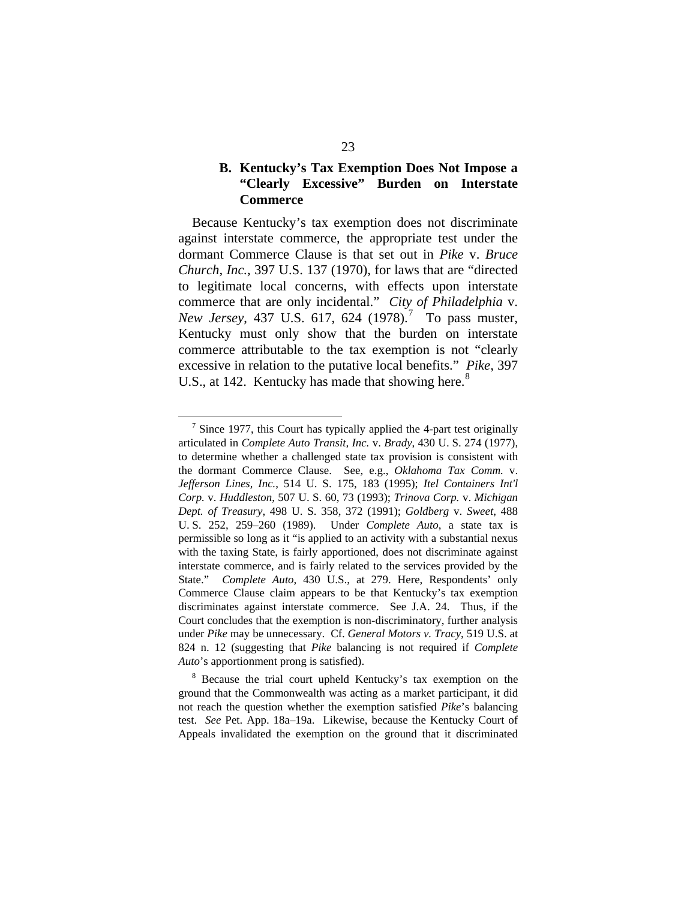### B. Kentucky's Tax Exemption Does Not Impose a "Clearly Excessive" Burden on Interstate Commerce

Because Kentucky's tax exemption does not discriminate against interstate commerce, the appropriate test under the dormant Commerce Clause is that set out in *Pike* v. *Bruce Church, Inc.*, 397 U.S. 137 (1970), for laws that are "directed to legitimate local concerns, with effects upon interstate commerce that are only incidental." *City of Philadelphia* v. *New Jersey*, 437 U.S. 617, 624 (1978).[7] To pass muster, Kentucky must only show that the burden on interstate commerce attributable to the tax exemption is not "clearly excessive in relation to the putative local benefits." *Pike*, 397 U.S., at 142. Kentucky has made that showing here.[8]

---

[7] Since 1977, this Court has typically applied the 4-part test originally articulated in *Complete Auto Transit, Inc.* v. *Brady*, 430 U. S. 274 (1977), to determine whether a challenged state tax provision is consistent with the dormant Commerce Clause. See, e.g., *Oklahoma Tax Comm.* v. *Jefferson Lines, Inc.*, 514 U. S. 175, 183 (1995); *Itel Containers Int'l Corp.* v. *Huddleston*, 507 U. S. 60, 73 (1993); *Trinova Corp.* v. *Michigan Dept. of Treasury*, 498 U. S. 358, 372 (1991); *Goldberg* v. *Sweet*, 488 U. S. 252, 259–260 (1989). Under *Complete Auto*, a state tax is permissible so long as it "is applied to an activity with a substantial nexus with the taxing State, is fairly apportioned, does not discriminate against interstate commerce, and is fairly related to the services provided by the State." *Complete Auto*, 430 U.S., at 279. Here, Respondents' only Commerce Clause claim appears to be that Kentucky's tax exemption discriminates against interstate commerce. See J.A. 24. Thus, if the Court concludes that the exemption is non-discriminatory, further analysis under *Pike* may be unnecessary. Cf. *General Motors v. Tracy*, 519 U.S. at 824 n. 12 (suggesting that *Pike* balancing is not required if *Complete Auto*'s apportionment prong is satisfied).

[8] Because the trial court upheld Kentucky's tax exemption on the ground that the Commonwealth was acting as a market participant, it did not reach the question whether the exemption satisfied *Pike*'s balancing test. *See* Pet. App. 18a–19a. Likewise, because the Kentucky Court of Appeals invalidated the exemption on the ground that it discriminated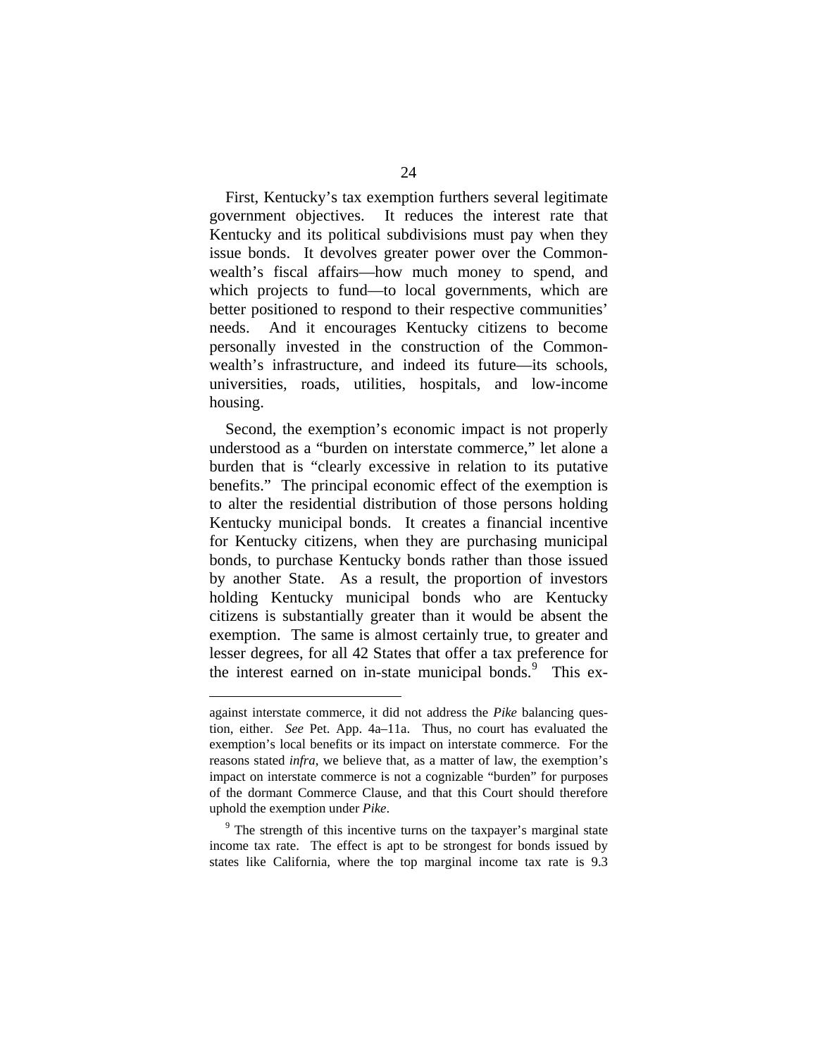First, Kentucky's tax exemption furthers several legitimate government objectives. It reduces the interest rate that Kentucky and its political subdivisions must pay when they issue bonds. It devolves greater power over the Commonwealth's fiscal affairs—how much money to spend, and which projects to fund—to local governments, which are better positioned to respond to their respective communities' needs. And it encourages Kentucky citizens to become personally invested in the construction of the Commonwealth's infrastructure, and indeed its future—its schools, universities, roads, utilities, hospitals, and low-income housing.

Second, the exemption's economic impact is not properly understood as a "burden on interstate commerce," let alone a burden that is "clearly excessive in relation to its putative benefits." The principal economic effect of the exemption is to alter the residential distribution of those persons holding Kentucky municipal bonds. It creates a financial incentive for Kentucky citizens, when they are purchasing municipal bonds, to purchase Kentucky bonds rather than those issued by another State. As a result, the proportion of investors holding Kentucky municipal bonds who are Kentucky citizens is substantially greater than it would be absent the exemption. The same is almost certainly true, to greater and lesser degrees, for all 42 States that offer a tax preference for the interest earned on in-state municipal bonds.[9] This ex-

---

against interstate commerce, it did not address the *Pike* balancing question, either. *See* Pet. App. 4a–11a. Thus, no court has evaluated the exemption's local benefits or its impact on interstate commerce. For the reasons stated *infra*, we believe that, as a matter of law, the exemption's impact on interstate commerce is not a cognizable "burden" for purposes of the dormant Commerce Clause, and that this Court should therefore uphold the exemption under *Pike*.

[9] The strength of this incentive turns on the taxpayer's marginal state income tax rate. The effect is apt to be strongest for bonds issued by states like California, where the top marginal income tax rate is 9.3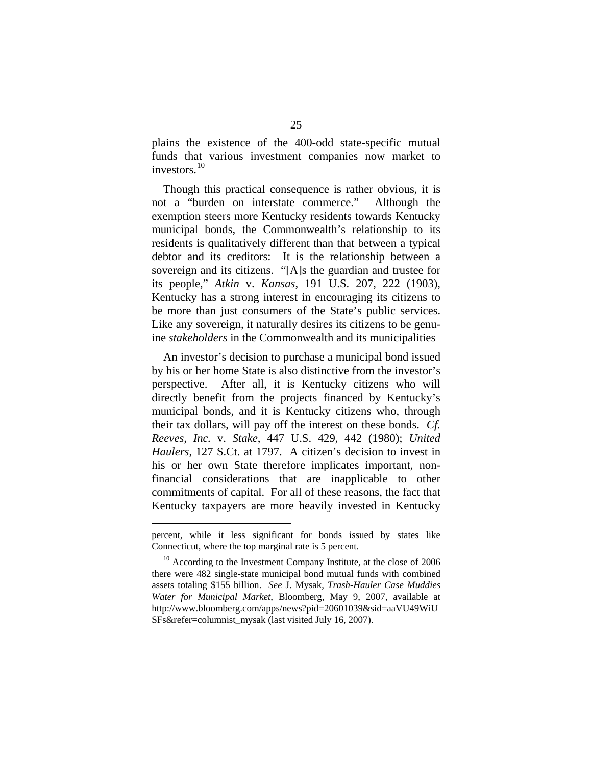plains the existence of the 400-odd state-specific mutual funds that various investment companies now market to investors.[10]

Though this practical consequence is rather obvious, it is not a "burden on interstate commerce." Although the exemption steers more Kentucky residents towards Kentucky municipal bonds, the Commonwealth's relationship to its residents is qualitatively different than that between a typical debtor and its creditors: It is the relationship between a sovereign and its citizens. "[A]s the guardian and trustee for its people," *Atkin* v. *Kansas*, 191 U.S. 207, 222 (1903), Kentucky has a strong interest in encouraging its citizens to be more than just consumers of the State's public services. Like any sovereign, it naturally desires its citizens to be genuine *stakeholders* in the Commonwealth and its municipalities

An investor's decision to purchase a municipal bond issued by his or her home State is also distinctive from the investor's perspective. After all, it is Kentucky citizens who will directly benefit from the projects financed by Kentucky's municipal bonds, and it is Kentucky citizens who, through their tax dollars, will pay off the interest on these bonds. *Cf. Reeves, Inc.* v. *Stake*, 447 U.S. 429, 442 (1980); *United Haulers*, 127 S.Ct. at 1797. A citizen's decision to invest in his or her own State therefore implicates important, non-financial considerations that are inapplicable to other commitments of capital. For all of these reasons, the fact that Kentucky taxpayers are more heavily invested in Kentucky

---

percent, while it less significant for bonds issued by states like Connecticut, where the top marginal rate is 5 percent.

[10] According to the Investment Company Institute, at the close of 2006 there were 482 single-state municipal bond mutual funds with combined assets totaling $155 billion. *See* J. Mysak, *Trash-Hauler Case Muddies Water for Municipal Market*, Bloomberg, May 9, 2007, available at http://www.bloomberg.com/apps/news?pid=20601039&sid=aaVU49WiUSFs&refer=columnist_mysak (last visited July 16, 2007).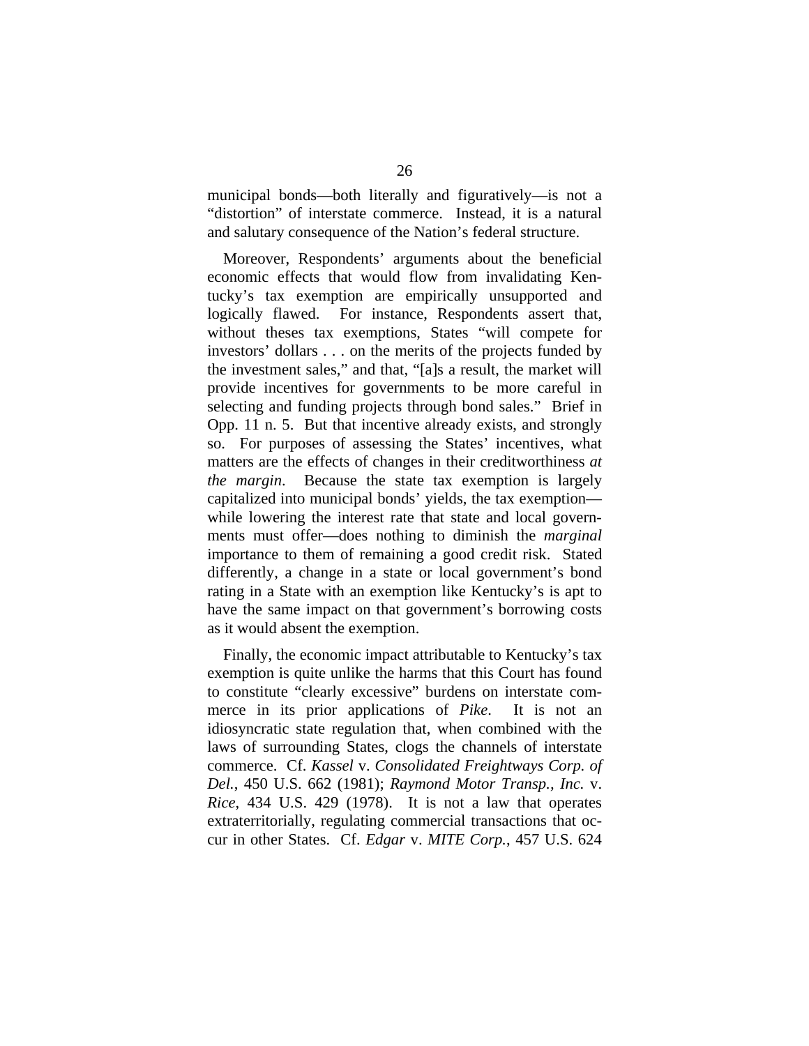municipal bonds—both literally and figuratively—is not a "distortion" of interstate commerce. Instead, it is a natural and salutary consequence of the Nation's federal structure.

Moreover, Respondents' arguments about the beneficial economic effects that would flow from invalidating Kentucky's tax exemption are empirically unsupported and logically flawed. For instance, Respondents assert that, without theses tax exemptions, States "will compete for investors' dollars . . . on the merits of the projects funded by the investment sales," and that, "[a]s a result, the market will provide incentives for governments to be more careful in selecting and funding projects through bond sales." Brief in Opp. 11 n. 5. But that incentive already exists, and strongly so. For purposes of assessing the States' incentives, what matters are the effects of changes in their creditworthiness *at the margin*. Because the state tax exemption is largely capitalized into municipal bonds' yields, the tax exemption—while lowering the interest rate that state and local governments must offer—does nothing to diminish the *marginal* importance to them of remaining a good credit risk. Stated differently, a change in a state or local government's bond rating in a State with an exemption like Kentucky's is apt to have the same impact on that government's borrowing costs as it would absent the exemption.

Finally, the economic impact attributable to Kentucky's tax exemption is quite unlike the harms that this Court has found to constitute "clearly excessive" burdens on interstate commerce in its prior applications of *Pike*. It is not an idiosyncratic state regulation that, when combined with the laws of surrounding States, clogs the channels of interstate commerce. Cf. *Kassel* v. *Consolidated Freightways Corp. of Del.*, 450 U.S. 662 (1981); *Raymond Motor Transp., Inc.* v. *Rice*, 434 U.S. 429 (1978). It is not a law that operates extraterritorially, regulating commercial transactions that occur in other States. Cf. *Edgar* v. *MITE Corp.*, 457 U.S. 624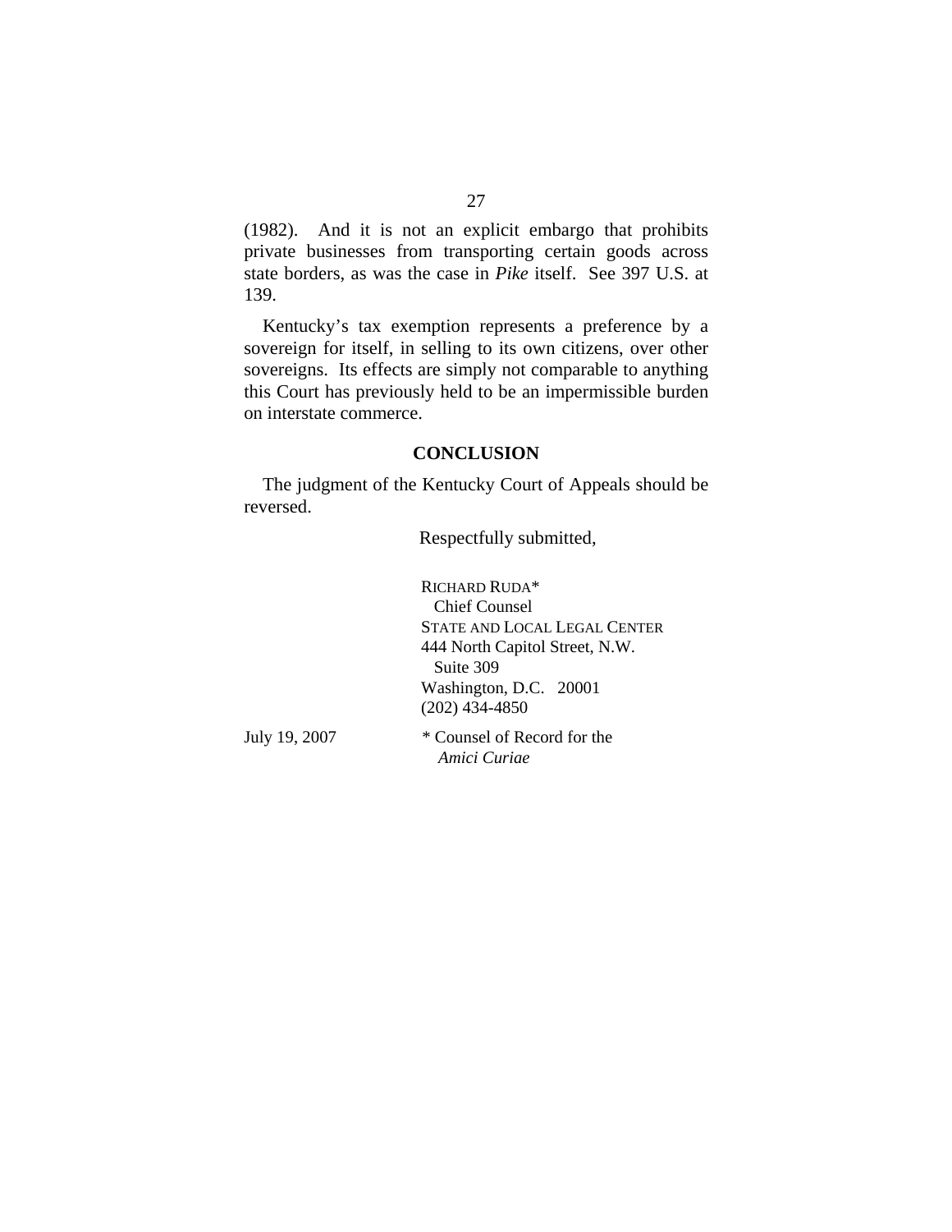(1982). And it is not an explicit embargo that prohibits private businesses from transporting certain goods across state borders, as was the case in *Pike* itself. See 397 U.S. at 139.

Kentucky's tax exemption represents a preference by a sovereign for itself, in selling to its own citizens, over other sovereigns. Its effects are simply not comparable to anything this Court has previously held to be an impermissible burden on interstate commerce.

## CONCLUSION

The judgment of the Kentucky Court of Appeals should be reversed.

Respectfully submitted,

RICHARD RUDA*
Chief Counsel
STATE AND LOCAL LEGAL CENTER
444 North Capitol Street, N.W.
Suite 309
Washington, D.C. 20001
(202) 434-4850

July 19, 2007

* Counsel of Record for the *Amici Curiae*